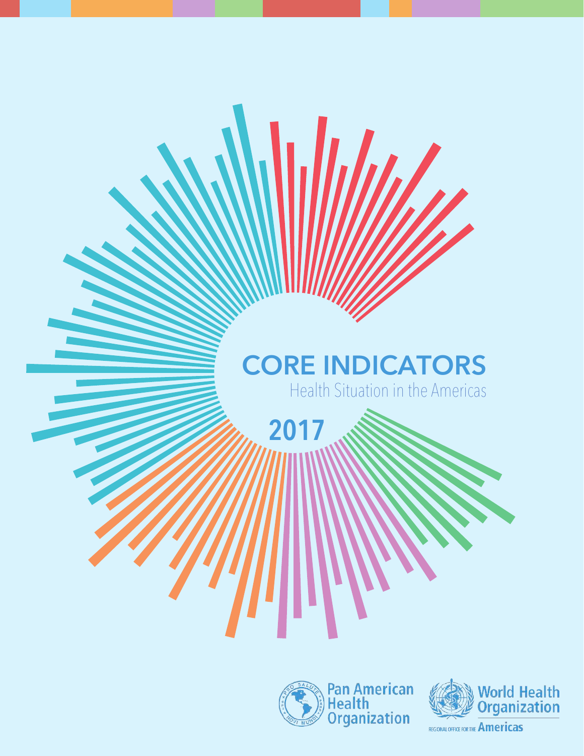# CORE INDICATORS

Health Situation in the Americas

2017

Pan American Health Organization

World Health Organization

REGIONAL OFFICE FOR THE Americas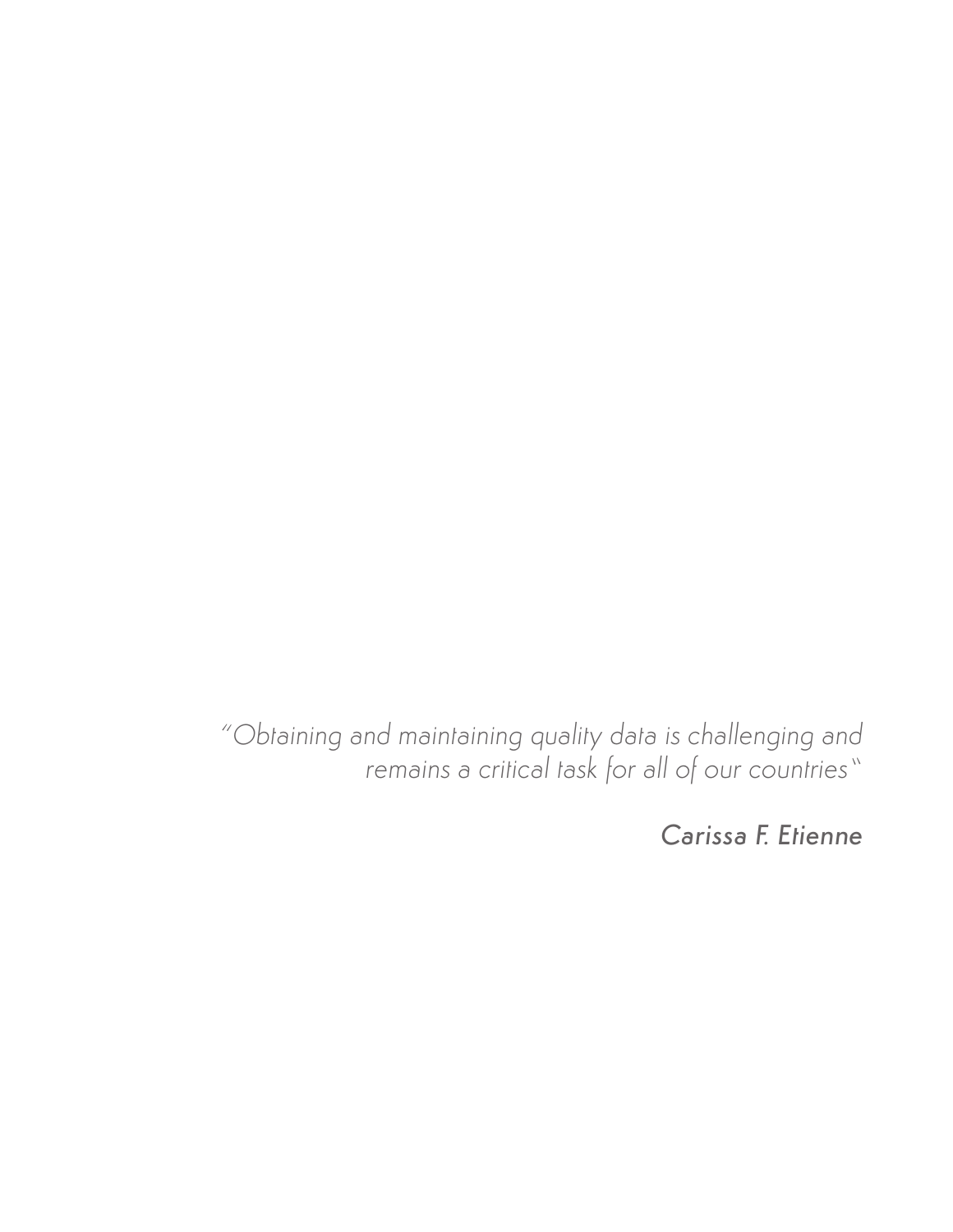*"Obtaining and maintaining quality data is challenging and remains a critical task for all of our countries"*

*Carissa F. Etienne*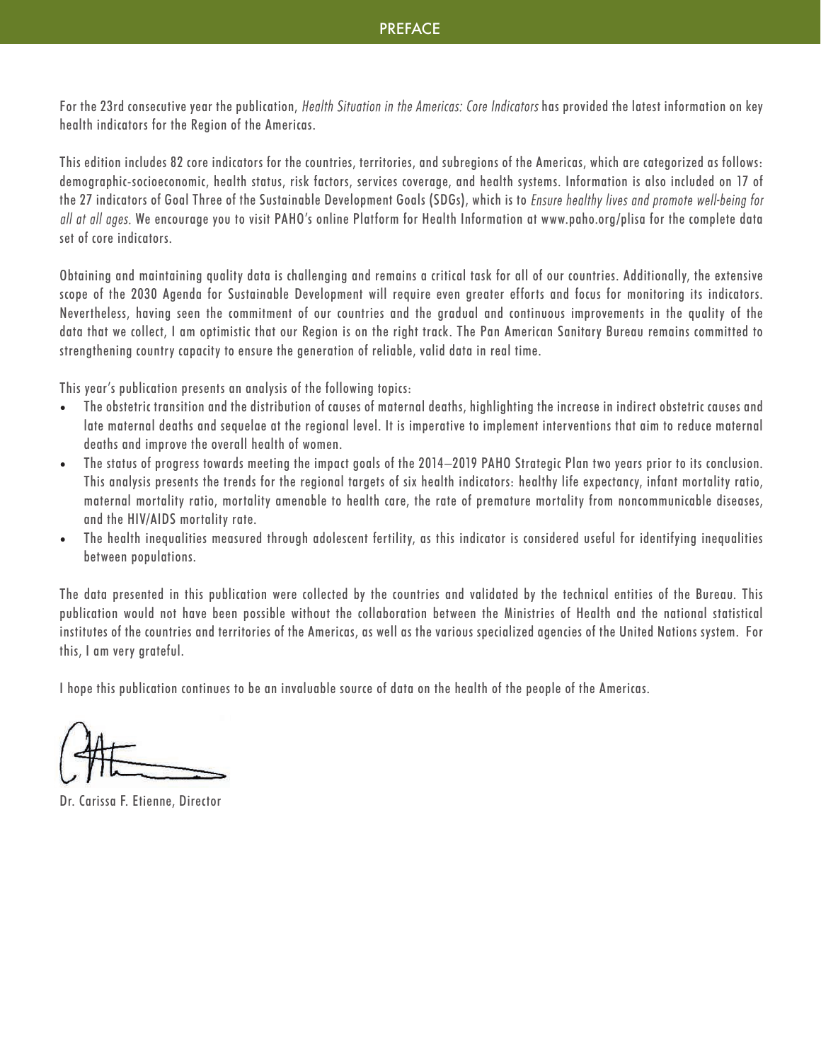# PREFACE

For the 23rd consecutive year the publication, *Health Situation in the Americas: Core Indicators* has provided the latest information on key health indicators for the Region of the Americas.

This edition includes 82 core indicators for the countries, territories, and subregions of the Americas, which are categorized as follows: demographic-socioeconomic, health status, risk factors, services coverage, and health systems. Information is also included on 17 of the 27 indicators of Goal Three of the Sustainable Development Goals (SDGs), which is to *Ensure healthy lives and promote well-being for all at all ages.* We encourage you to visit PAHO's online Platform for Health Information at www.paho.org/plisa for the complete data set of core indicators.

Obtaining and maintaining quality data is challenging and remains a critical task for all of our countries. Additionally, the extensive scope of the 2030 Agenda for Sustainable Development will require even greater efforts and focus for monitoring its indicators. Nevertheless, having seen the commitment of our countries and the gradual and continuous improvements in the quality of the data that we collect, I am optimistic that our Region is on the right track. The Pan American Sanitary Bureau remains committed to strengthening country capacity to ensure the generation of reliable, valid data in real time.

This year's publication presents an analysis of the following topics:

- The obstetric transition and the distribution of causes of maternal deaths, highlighting the increase in indirect obstetric causes and late maternal deaths and sequelae at the regional level. It is imperative to implement interventions that aim to reduce maternal deaths and improve the overall health of women.
- The status of progress towards meeting the impact goals of the 2014–2019 PAHO Strategic Plan two years prior to its conclusion. This analysis presents the trends for the regional targets of six health indicators: healthy life expectancy, infant mortality ratio, maternal mortality ratio, mortality amenable to health care, the rate of premature mortality from noncommunicable diseases, and the HIV/AIDS mortality rate.
- The health inequalities measured through adolescent fertility, as this indicator is considered useful for identifying inequalities between populations.

The data presented in this publication were collected by the countries and validated by the technical entities of the Bureau. This publication would not have been possible without the collaboration between the Ministries of Health and the national statistical institutes of the countries and territories of the Americas, as well as the various specialized agencies of the United Nations system. For this, I am very grateful.

I hope this publication continues to be an invaluable source of data on the health of the people of the Americas.

Dr. Carissa F. Etienne, Director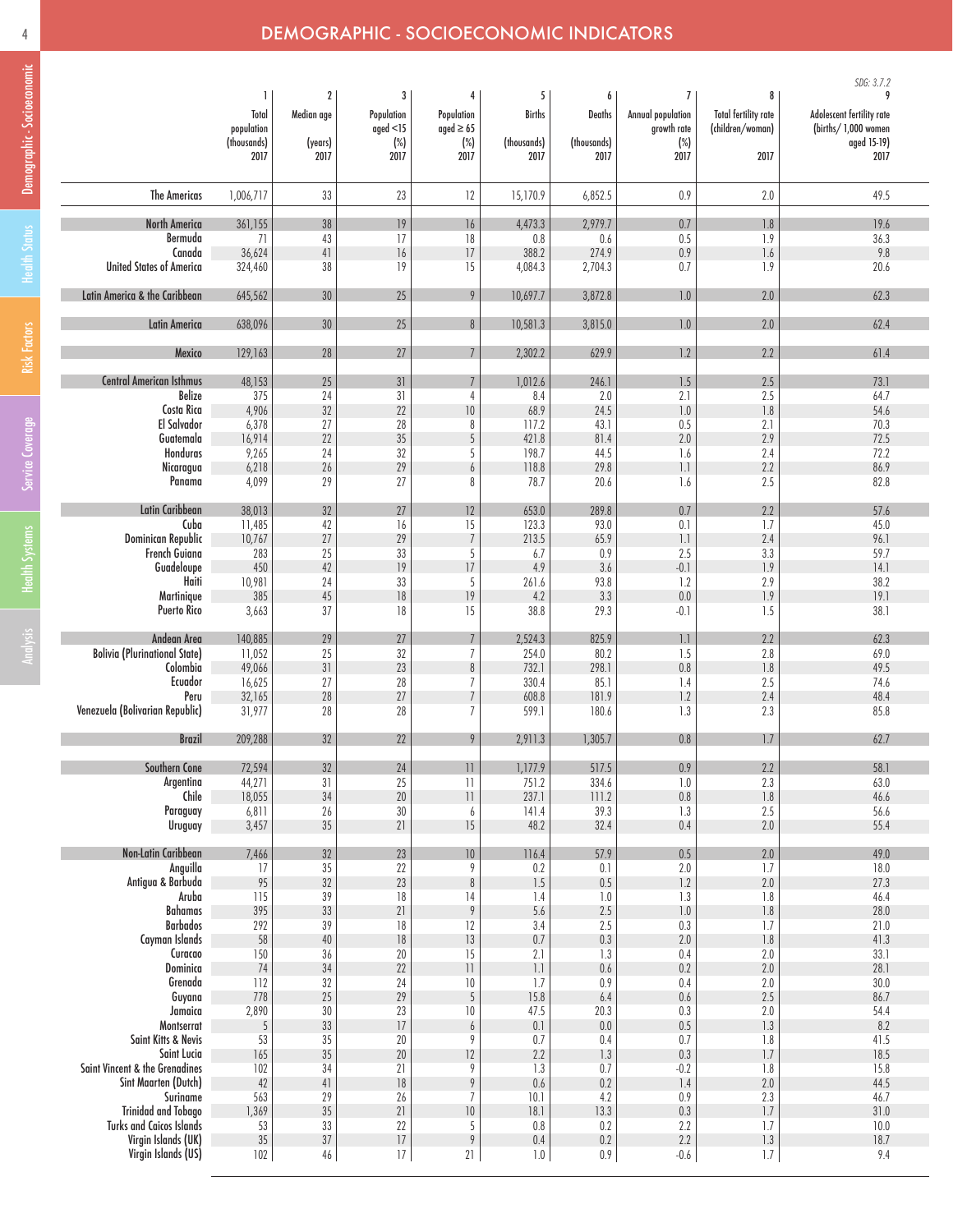# DEMOGRAPHIC - SOCIOECONOMIC INDICATORS

| | 1 | 2 | 3 | 4 | 5 | 6 | 7 | 8 | SDG: 3.7.2<br>9 |
|---|---|---|---|---|---|---|---|---|---|
| | Total population (thousands) 2017 | Median age (years) 2017 | Population aged <15 (%) 2017 | Population aged ≥ 65 (%) 2017 | Births (thousands) 2017 | Deaths (thousands) 2017 | Annual population growth rate (%) 2017 | Total fertility rate (children/woman) 2017 | Adolescent fertility rate (births/ 1,000 women aged 15-19) 2017 |
| The Americas | 1,006,717 | 33 | 23 | 12 | 15,170.9 | 6,852.5 | 0.9 | 2.0 | 49.5 |
| North America | 361,155 | 38 | 19 | 16 | 4,473.3 | 2,979.7 | 0.7 | 1.8 | 19.6 |
| Bermuda | 71 | 43 | 17 | 18 | 0.8 | 0.6 | 0.5 | 1.9 | 36.3 |
| Canada | 36,624 | 41 | 16 | 17 | 388.2 | 274.9 | 0.9 | 1.6 | 9.8 |
| United States of America | 324,460 | 38 | 19 | 15 | 4,084.3 | 2,704.3 | 0.7 | 1.9 | 20.6 |
| Latin America & the Caribbean | 645,562 | 30 | 25 | 9 | 10,697.7 | 3,872.8 | 1.0 | 2.0 | 62.3 |
| Latin America | 638,096 | 30 | 25 | 8 | 10,581.3 | 3,815.0 | 1.0 | 2.0 | 62.4 |
| Mexico | 129,163 | 28 | 27 | 7 | 2,302.2 | 629.9 | 1.2 | 2.2 | 61.4 |
| Central American Isthmus | 48,153 | 25 | 31 | 7 | 1,012.6 | 246.1 | 1.5 | 2.5 | 73.1 |
| Belize | 375 | 24 | 31 | 4 | 8.4 | 2.0 | 2.1 | 2.5 | 64.7 |
| Costa Rica | 4,906 | 32 | 22 | 10 | 68.9 | 24.5 | 1.0 | 1.8 | 54.6 |
| El Salvador | 6,378 | 27 | 28 | 8 | 117.2 | 43.1 | 0.5 | 2.1 | 70.3 |
| Guatemala | 16,914 | 22 | 35 | 5 | 421.8 | 81.4 | 2.0 | 2.9 | 72.5 |
| Honduras | 9,265 | 24 | 32 | 5 | 198.7 | 44.5 | 1.6 | 2.4 | 72.2 |
| Nicaragua | 6,218 | 26 | 29 | 6 | 118.8 | 29.8 | 1.1 | 2.2 | 86.9 |
| Panama | 4,099 | 29 | 27 | 8 | 78.7 | 20.6 | 1.6 | 2.5 | 82.8 |
| Latin Caribbean | 38,013 | 32 | 27 | 12 | 653.0 | 289.8 | 0.7 | 2.2 | 57.6 |
| Cuba | 11,485 | 42 | 16 | 15 | 123.3 | 93.0 | 0.1 | 1.7 | 45.0 |
| Dominican Republic | 10,767 | 27 | 29 | 7 | 213.5 | 65.9 | 1.1 | 2.4 | 96.1 |
| French Guiana | 283 | 25 | 33 | 5 | 6.7 | 0.9 | 2.5 | 3.3 | 59.7 |
| Guadeloupe | 450 | 42 | 19 | 17 | 4.9 | 3.6 | -0.1 | 1.9 | 14.1 |
| Haiti | 10,981 | 24 | 33 | 5 | 261.6 | 93.8 | 1.2 | 2.9 | 38.2 |
| Martinique | 385 | 45 | 18 | 19 | 4.2 | 3.3 | 0.0 | 1.9 | 19.1 |
| Puerto Rico | 3,663 | 37 | 18 | 15 | 38.8 | 29.3 | -0.1 | 1.5 | 38.1 |
| Andean Area | 140,885 | 29 | 27 | 7 | 2,524.3 | 825.9 | 1.1 | 2.2 | 62.3 |
| Bolivia (Plurinational State) | 11,052 | 25 | 32 | 7 | 254.0 | 80.2 | 1.5 | 2.8 | 69.0 |
| Colombia | 49,066 | 31 | 23 | 8 | 732.1 | 298.1 | 0.8 | 1.8 | 49.5 |
| Ecuador | 16,625 | 27 | 28 | 7 | 330.4 | 85.1 | 1.4 | 2.5 | 74.6 |
| Peru | 32,165 | 28 | 27 | 7 | 608.8 | 181.9 | 1.2 | 2.4 | 48.4 |
| Venezuela (Bolivarian Republic) | 31,977 | 28 | 28 | 7 | 599.1 | 180.6 | 1.3 | 2.3 | 85.8 |
| Brazil | 209,288 | 32 | 22 | 9 | 2,911.3 | 1,305.7 | 0.8 | 1.7 | 62.7 |
| Southern Cone | 72,594 | 32 | 24 | 11 | 1,177.9 | 517.5 | 0.9 | 2.2 | 58.1 |
| Argentina | 44,271 | 31 | 25 | 11 | 751.2 | 334.6 | 1.0 | 2.3 | 63.0 |
| Chile | 18,055 | 34 | 20 | 11 | 237.1 | 111.2 | 0.8 | 1.8 | 46.6 |
| Paraguay | 6,811 | 26 | 30 | 6 | 141.4 | 39.3 | 1.3 | 2.5 | 56.6 |
| Uruguay | 3,457 | 35 | 21 | 15 | 48.2 | 32.4 | 0.4 | 2.0 | 55.4 |
| Non-Latin Caribbean | 7,466 | 32 | 23 | 10 | 116.4 | 57.9 | 0.5 | 2.0 | 49.0 |
| Anguilla | 17 | 35 | 22 | 9 | 0.2 | 0.1 | 2.0 | 1.7 | 18.0 |
| Antigua & Barbuda | 95 | 32 | 23 | 8 | 1.5 | 0.5 | 1.2 | 2.0 | 27.3 |
| Aruba | 115 | 39 | 18 | 14 | 1.4 | 1.0 | 1.3 | 1.8 | 46.4 |
| Bahamas | 395 | 33 | 21 | 9 | 5.6 | 2.5 | 1.0 | 1.8 | 28.0 |
| Barbados | 292 | 39 | 18 | 12 | 3.4 | 2.5 | 0.3 | 1.7 | 21.0 |
| Cayman Islands | 58 | 40 | 18 | 13 | 0.7 | 0.3 | 2.0 | 1.8 | 41.3 |
| Curacao | 150 | 36 | 20 | 15 | 2.1 | 1.3 | 0.4 | 2.0 | 33.1 |
| Dominica | 74 | 34 | 22 | 11 | 1.1 | 0.6 | 0.2 | 2.0 | 28.1 |
| Grenada | 112 | 32 | 24 | 10 | 1.7 | 0.9 | 0.4 | 2.0 | 30.0 |
| Guyana | 778 | 25 | 29 | 5 | 15.8 | 6.4 | 0.6 | 2.5 | 86.7 |
| Jamaica | 2,890 | 30 | 23 | 10 | 47.5 | 20.3 | 0.3 | 2.0 | 54.4 |
| Montserrat | 5 | 33 | 17 | 6 | 0.1 | 0.0 | 0.5 | 1.3 | 8.2 |
| Saint Kitts & Nevis | 53 | 35 | 20 | 9 | 0.7 | 0.4 | 0.7 | 1.8 | 41.5 |
| Saint Lucia | 165 | 35 | 20 | 12 | 2.2 | 1.3 | 0.3 | 1.7 | 18.5 |
| Saint Vincent & the Grenadines | 102 | 34 | 21 | 9 | 1.3 | 0.7 | -0.2 | 1.8 | 15.8 |
| Sint Maarten (Dutch) | 42 | 41 | 18 | 9 | 0.6 | 0.2 | 1.4 | 2.0 | 44.5 |
| Suriname | 563 | 29 | 26 | 7 | 10.1 | 4.2 | 0.9 | 2.3 | 46.7 |
| Trinidad and Tobago | 1,369 | 35 | 21 | 10 | 18.1 | 13.3 | 0.3 | 1.7 | 31.0 |
| Turks and Caicos Islands | 53 | 33 | 22 | 5 | 0.8 | 0.2 | 2.2 | 1.7 | 10.0 |
| Virgin Islands (UK) | 35 | 37 | 17 | 9 | 0.4 | 0.2 | 2.2 | 1.3 | 18.7 |
| Virgin Islands (US) | 102 | 46 | 17 | 21 | 1.0 | 0.9 | -0.6 | 1.7 | 9.4 |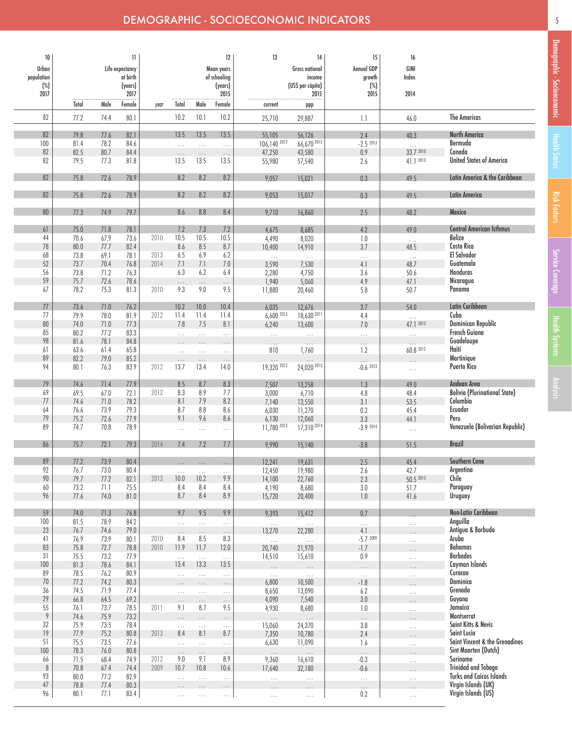# DEMOGRAPHIC - SOCIOECONOMIC INDICATORS

| 10 | 11 | | | 12 | | | | 13 | 14 | 15 | 16 | |
|---|---|---|---|---|---|---|---|---|---|---|---|---|
| Urban population (%) 2017 | Life expectancy at birth (years) 2017 | | | Mean years of schooling (years) 2015 | | | | Gross national income (US$ per cápita) 2015 | | Annual GDP growth (%) 2015 | GINI Index 2014 | |
| | Total | Male | Female | year | Total | Male | Female | current | ppp | | | |
| 82 | 77.2 | 74.4 | 80.1 | | 10.2 | 10.1 | 10.2 | 25,710 | 29,887 | 1.1 | 46.0 | The Americas |
| 82 | 79.8 | 77.6 | 82.1 | | 13.5 | 13.5 | 13.5 | 55,105 | 56,126 | 2.4 | 40.3 | North America |
| 100 | 81.4 | 78.2 | 84.6 | | ... | ... | ... | 106,140 [2013] | 66,670 [2013] | -2.5 [2013] | ... | Bermuda |
| 82 | 82.5 | 80.7 | 84.4 | | ... | ... | ... | 47,250 | 43,580 | 0.9 | 33.7 [2010] | Canada |
| 82 | 79.5 | 77.3 | 81.8 | | 13.5 | 13.5 | 13.5 | 55,980 | 57,540 | 2.6 | 41.1 [2013] | United States of America |
| 82 | 75.8 | 72.6 | 78.9 | | 8.2 | 8.2 | 8.2 | 9,057 | 15,021 | 0.3 | 49.5 | Latin America & the Caribbean |
| 82 | 75.8 | 72.6 | 78.9 | | 8.2 | 8.2 | 8.2 | 9,053 | 15,017 | 0.3 | 49.5 | Latin America |
| 80 | 77.3 | 74.9 | 79.7 | | 8.6 | 8.8 | 8.4 | 9,710 | 16,860 | 2.5 | 48.2 | Mexico |
| 61 | 75.0 | 71.8 | 78.1 | | 7.2 | 7.3 | 7.2 | 4,675 | 8,685 | 4.2 | 49.0 | Central American Isthmus |
| 44 | 70.6 | 67.9 | 73.6 | 2010 | 10.5 | 10.5 | 10.5 | 4,490 | 8,020 | 1.0 | ... | Belize |
| 78 | 80.0 | 77.7 | 82.4 | | 8.6 | 8.5 | 8.7 | 10,400 | 14,910 | 3.7 | 48.5 | Costa Rica |
| 68 | 73.8 | 69.1 | 78.1 | 2013 | 6.5 | 6.9 | 6.2 | ... | ... | ... | ... | El Salvador |
| 52 | 73.7 | 70.4 | 76.8 | 2014 | 7.1 | 7.1 | 7.0 | 3,590 | 7,530 | 4.1 | 48.7 | Guatemala |
| 56 | 73.8 | 71.2 | 76.3 | | 6.3 | 6.2 | 6.4 | 2,280 | 4,750 | 3.6 | 50.6 | Honduras |
| 59 | 75.7 | 72.6 | 78.6 | | ... | ... | ... | 1,940 | 5,060 | 4.9 | 47.1 | Nicaragua |
| 67 | 78.2 | 75.3 | 81.3 | 2010 | 9.3 | 9.0 | 9.5 | 11,880 | 20,460 | 5.8 | 50.7 | Panama |
| 77 | 73.6 | 71.0 | 76.2 | | 10.2 | 10.0 | 10.4 | 6,035 | 12,676 | 3.7 | 54.0 | Latin Caribbean |
| 77 | 79.9 | 78.0 | 81.9 | 2012 | 11.4 | 11.4 | 11.4 | 6,600 [2013] | 18,630 [2011] | 4.4 | ... | Cuba |
| 80 | 74.0 | 71.0 | 77.3 | | 7.8 | 7.5 | 8.1 | 6,240 | 13,600 | 7.0 | 47.1 [2013] | Dominican Republic |
| 85 | 80.2 | 77.2 | 83.3 | | ... | ... | ... | ... | ... | ... | ... | French Guiana |
| 98 | 81.6 | 78.1 | 84.8 | | ... | ... | ... | ... | ... | ... | ... | Guadeloupe |
| 61 | 63.6 | 61.4 | 65.8 | | ... | ... | ... | 810 | 1,760 | 1.2 | 60.8 [2012] | Haiti |
| 89 | 82.2 | 79.0 | 85.2 | | ... | ... | ... | ... | ... | ... | ... | Martinique |
| 94 | 80.1 | 76.3 | 83.9 | 2012 | 13.7 | 13.4 | 14.0 | 19,320 [2013] | 24,020 [2013] | -0.6 [2013] | ... | Puerto Rico |
| 79 | 74.6 | 71.4 | 77.9 | | 8.5 | 8.7 | 8.3 | 7,507 | 13,258 | 1.3 | 49.0 | Andean Area |
| 69 | 69.5 | 67.0 | 72.1 | 2012 | 8.3 | 8.9 | 7.7 | 3,000 | 6,710 | 4.8 | 48.4 | Bolivia (Plurinational State) |
| 77 | 74.6 | 71.0 | 78.2 | | 8.1 | 7.9 | 8.2 | 7,140 | 13,550 | 3.1 | 53.5 | Colombia |
| 64 | 76.6 | 73.9 | 79.3 | | 8.7 | 8.8 | 8.6 | 6,030 | 11,270 | 0.2 | 45.4 | Ecuador |
| 79 | 75.2 | 72.6 | 77.9 | | 9.1 | 9.6 | 8.6 | 6,130 | 12,060 | 3.3 | 44.1 | Peru |
| 89 | 74.7 | 70.8 | 78.9 | | ... | ... | ... | 11,780 [2013] | 17,310 [2014] | -3.9 [2014] | ... | Venezuela (Bolivarian Republic) |
| 86 | 75.7 | 72.1 | 79.3 | 2014 | 7.4 | 7.2 | 7.7 | 9,990 | 15,140 | -3.8 | 51.5 | Brazil |
| 89 | 77.2 | 73.9 | 80.4 | | ... | ... | ... | 12,241 | 19,631 | 2.5 | 45.4 | Southern Cone |
| 92 | 76.7 | 73.0 | 80.4 | | ... | ... | ... | 12,450 | 19,980 | 2.6 | 42.7 | Argentina |
| 90 | 79.7 | 77.2 | 82.1 | 2013 | 10.0 | 10.2 | 9.9 | 14,100 | 22,760 | 2.3 | 50.5 [2013] | Chile |
| 60 | 73.2 | 71.1 | 75.5 | | 8.4 | 8.4 | 8.4 | 4,190 | 8,680 | 3.0 | 51.7 | Paraguay |
| 96 | 77.6 | 74.0 | 81.0 | | 8.7 | 8.4 | 8.9 | 15,720 | 20,400 | 1.0 | 41.6 | Uruguay |
| 59 | 74.0 | 71.3 | 76.8 | | 9.7 | 9.5 | 9.9 | 9,393 | 15,412 | 0.7 | ... | Non-Latin Caribbean |
| 100 | 81.5 | 78.9 | 84.2 | | ... | ... | ... | ... | ... | ... | ... | Anguilla |
| 23 | 76.7 | 74.6 | 79.0 | | ... | ... | ... | 13,270 | 22,280 | 4.1 | ... | Antigua & Barbuda |
| 41 | 76.9 | 73.9 | 80.1 | 2010 | 8.4 | 8.5 | 8.3 | ... | ... | -5.7 [2009] | ... | Aruba |
| 83 | 75.8 | 72.7 | 78.8 | 2010 | 11.9 | 11.7 | 12.0 | 20,740 | 21,970 | -1.7 | ... | Bahamas |
| 31 | 75.5 | 73.2 | 77.9 | | ... | ... | ... | 14,510 | 15,610 | 0.9 | ... | Barbados |
| 100 | 81.3 | 78.6 | 84.1 | | 13.4 | 13.3 | 13.5 | ... | ... | ... | ... | Cayman Islands |
| 89 | 78.5 | 76.2 | 80.9 | | ... | ... | ... | ... | ... | ... | ... | Curacao |
| 70 | 77.2 | 74.2 | 80.3 | | ... | ... | ... | 6,800 | 10,500 | -1.8 | ... | Dominica |
| 36 | 74.5 | 71.9 | 77.4 | | ... | ... | ... | 8,650 | 13,090 | 6.2 | ... | Grenada |
| 29 | 66.8 | 64.5 | 69.2 | | ... | ... | ... | 4,090 | 7,540 | 3.0 | ... | Guyana |
| 55 | 76.1 | 73.7 | 78.5 | 2011 | 9.1 | 8.7 | 9.5 | 4,930 | 8,680 | 1.0 | ... | Jamaica |
| 9 | 74.6 | 75.9 | 73.2 | | ... | ... | ... | ... | ... | ... | ... | Montserrat |
| 32 | 75.9 | 73.5 | 78.4 | | ... | ... | ... | 15,060 | 24,370 | 3.8 | ... | Saint Kitts & Nevis |
| 19 | 77.9 | 75.2 | 80.8 | 2013 | 8.4 | 8.1 | 8.7 | 7,350 | 10,780 | 2.4 | ... | Saint Lucia |
| 51 | 75.5 | 73.5 | 77.6 | | ... | ... | ... | 6,630 | 11,090 | 1.6 | ... | Saint Vincent & the Grenadines |
| 100 | 78.3 | 76.0 | 80.8 | | ... | ... | ... | ... | ... | ... | ... | Sint Maarten (Dutch) |
| 66 | 71.5 | 68.4 | 74.9 | 2012 | 9.0 | 9.1 | 8.9 | 9,360 | 16,610 | -0.3 | ... | Suriname |
| 8 | 70.8 | 67.4 | 74.4 | 2009 | 10.7 | 10.8 | 10.6 | 17,640 | 32,180 | -0.6 | ... | Trinidad and Tobago |
| 93 | 80.0 | 77.2 | 82.9 | | ... | ... | ... | ... | ... | ... | ... | Turks and Caicos Islands |
| 47 | 78.8 | 77.4 | 80.3 | | ... | ... | ... | ... | ... | ... | ... | Virgin Islands (UK) |
| 96 | 80.1 | 77.1 | 83.4 | | ... | ... | ... | ... | ... | 0.2 | ... | Virgin Islands (US) |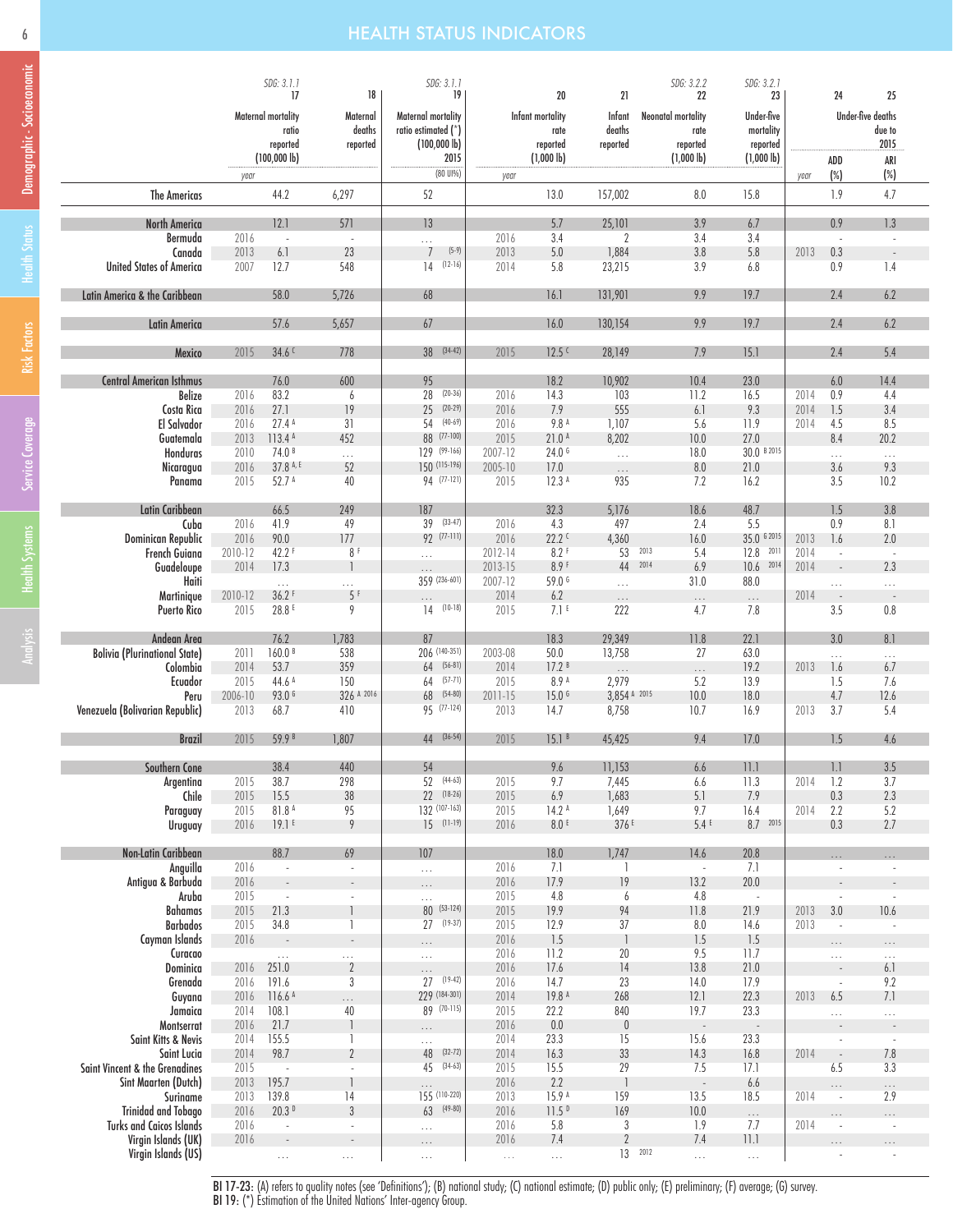# HEALTH STATUS INDICATORS

| | SDG: 3.1.1 | | | SDG: 3.1.1 | | | | SDG: 3.2.2 | SDG: 3.2.1 | | | |
|---|---|---|---|---|---|---|---|---|---|---|---|---|
| | 17 | | 18 | 19 | | 20 | 21 | 22 | 23 | | 24 | 25 |
| | Maternal mortality ratio reported (100,000 lb) | | Maternal deaths reported | Maternal mortality ratio estimated (*) (100,000 lb) 2015 | | Infant mortality rate reported (1,000 lb) | Infant deaths reported | Neonatal mortality rate reported (1,000 lb) | Under-five mortality reported (1,000 lb) | | Under-five deaths due to 2015 | |
| | year | | | (80 UI%) | year | | | | | year | ADD (%) | ARI (%) |
| The Americas | | 44.2 | 6,297 | 52 | | 13.0 | 157,002 | 8.0 | 15.8 | | 1.9 | 4.7 |
| **North America** | | 12.1 | 571 | 13 | | 5.7 | 25,101 | 3.9 | 6.7 | | 0.9 | 1.3 |
| Bermuda | 2016 | - | - | … | 2016 | 3.4 | 2 | 3.4 | 3.4 | | - | - |
| Canada | 2013 | 6.1 | 23 | 7 (5-9) | 2013 | 5.0 | 1,884 | 3.8 | 5.8 | 2013 | 0.3 | - |
| United States of America | 2007 | 12.7 | 548 | 14 (12-16) | 2014 | 5.8 | 23,215 | 3.9 | 6.8 | | 0.9 | 1.4 |
| **Latin America & the Caribbean** | | 58.0 | 5,726 | 68 | | 16.1 | 131,901 | 9.9 | 19.7 | | 2.4 | 6.2 |
| **Latin America** | | 57.6 | 5,657 | 67 | | 16.0 | 130,154 | 9.9 | 19.7 | | 2.4 | 6.2 |
| **Mexico** | 2015 | 34.6 C | 778 | 38 (34-42) | 2015 | 12.5 C | 28,149 | 7.9 | 15.1 | | 2.4 | 5.4 |
| **Central American Isthmus** | | 76.0 | 600 | 95 | | 18.2 | 10,902 | 10.4 | 23.0 | | 6.0 | 14.4 |
| Belize | 2016 | 83.2 | 6 | 28 (20-36) | 2016 | 14.3 | 103 | 11.2 | 16.5 | 2014 | 0.9 | 4.4 |
| Costa Rica | 2016 | 27.1 | 19 | 25 (20-29) | 2016 | 7.9 | 555 | 6.1 | 9.3 | 2014 | 1.5 | 3.4 |
| El Salvador | 2016 | 27.4 A | 31 | 54 (40-69) | 2016 | 9.8 A | 1,107 | 5.6 | 11.9 | 2014 | 4.5 | 8.5 |
| Guatemala | 2013 | 113.4 A | 452 | 88 (77-100) | 2015 | 21.0 A | 8,202 | 10.0 | 27.0 | | 8.4 | 20.2 |
| Honduras | 2010 | 74.0 B | … | 129 (99-166) | 2007-12 | 24.0 G | … | 18.0 | 30.0 B 2015 | | … | … |
| Nicaragua | 2016 | 37.8 A, E | 52 | 150 (115-196) | 2005-10 | 17.0 | … | 8.0 | 21.0 | | 3.6 | 9.3 |
| Panama | 2015 | 52.7 A | 40 | 94 (77-121) | 2015 | 12.3 A | 935 | 7.2 | 16.2 | | 3.5 | 10.2 |
| **Latin Caribbean** | | 66.5 | 249 | 187 | | 32.3 | 5,176 | 18.6 | 48.7 | | 1.5 | 3.8 |
| Cuba | 2016 | 41.9 | 49 | 39 (33-47) | 2016 | 4.3 | 497 | 2.4 | 5.5 | | 0.9 | 8.1 |
| Dominican Republic | 2016 | 90.0 | 177 | 92 (77-111) | 2016 | 22.2 C | 4,360 | 16.0 | 35.0 G 2015 | 2013 | 1.6 | 2.0 |
| French Guiana | 2010-12 | 42.2 F | 8 F | … | 2012-14 | 8.2 F | 53 2013 | 5.4 | 12.8 2011 | 2014 | - | - |
| Guadeloupe | 2014 | 17.3 | 1 | … | 2013-15 | 8.9 F | 44 2014 | 6.9 | 10.6 2014 | 2014 | - | 2.3 |
| Haiti | | … | … | 359 (236-601) | 2007-12 | 59.0 G | … | 31.0 | 88.0 | | … | … |
| Martinique | 2010-12 | 36.2 F | 5 F | … | 2014 | 6.2 | … | … | … | 2014 | - | - |
| Puerto Rico | 2015 | 28.8 E | 9 | 14 (10-18) | 2015 | 7.1 E | 222 | 4.7 | 7.8 | | 3.5 | 0.8 |
| **Andean Area** | | 76.2 | 1,783 | 87 | | 18.3 | 29,349 | 11.8 | 22.1 | | 3.0 | 8.1 |
| Bolivia (Plurinational State) | 2011 | 160.0 B | 538 | 206 (140-351) | 2003-08 | 50.0 | 13,758 | 27 | 63.0 | | … | … |
| Colombia | 2014 | 53.7 | 359 | 64 (56-81) | 2014 | 17.2 B | … | … | 19.2 | 2013 | 1.6 | 6.7 |
| Ecuador | 2015 | 44.6 A | 150 | 64 (57-71) | 2015 | 8.9 A | 2,979 | 5.2 | 13.9 | | 1.5 | 7.6 |
| Peru | 2006-10 | 93.0 G | 326 A 2016 | 68 (54-80) | 2011-15 | 15.0 G | 3,854 A 2015 | 10.0 | 18.0 | | 4.7 | 12.6 |
| Venezuela (Bolivarian Republic) | 2013 | 68.7 | 410 | 95 (77-124) | 2013 | 14.7 | 8,758 | 10.7 | 16.9 | 2013 | 3.7 | 5.4 |
| **Brazil** | 2015 | 59.9 B | 1,807 | 44 (36-54) | 2015 | 15.1 B | 45,425 | 9.4 | 17.0 | | 1.5 | 4.6 |
| **Southern Cone** | | 38.4 | 440 | 54 | | 9.6 | 11,153 | 6.6 | 11.1 | | 1.1 | 3.5 |
| Argentina | 2015 | 38.7 | 298 | 52 (44-63) | 2015 | 9.7 | 7,445 | 6.6 | 11.3 | 2014 | 1.2 | 3.7 |
| Chile | 2015 | 15.5 | 38 | 22 (18-26) | 2015 | 6.9 | 1,683 | 5.1 | 7.9 | | 0.3 | 2.3 |
| Paraguay | 2015 | 81.8 A | 95 | 132 (107-163) | 2015 | 14.2 A | 1,649 | 9.7 | 16.4 | 2014 | 2.2 | 5.2 |
| Uruguay | 2016 | 19.1 E | 9 | 15 (11-19) | 2016 | 8.0 E | 376 E | 5.4 E | 8.7 2015 | | 0.3 | 2.7 |
| **Non-Latin Caribbean** | | 88.7 | 69 | 107 | | 18.0 | 1,747 | 14.6 | 20.8 | | … | … |
| Anguilla | 2016 | - | - | … | 2016 | 7.1 | 1 | - | 7.1 | | - | - |
| Antigua & Barbuda | 2016 | - | - | … | 2016 | 17.9 | 19 | 13.2 | 20.0 | | - | - |
| Aruba | 2015 | - | - | … | 2015 | 4.8 | 6 | 4.8 | - | | - | - |
| Bahamas | 2015 | 21.3 | 1 | 80 (53-124) | 2015 | 19.9 | 94 | 11.8 | 21.9 | 2013 | 3.0 | 10.6 |
| Barbados | 2015 | 34.8 | 1 | 27 (19-37) | 2015 | 12.9 | 37 | 8.0 | 14.6 | 2013 | - | - |
| Cayman Islands | 2016 | - | - | … | 2016 | 1.5 | 1 | 1.5 | 1.5 | | … | … |
| Curacao | | … | … | … | 2016 | 11.2 | 20 | 9.5 | 11.7 | | … | … |
| Dominica | 2016 | 251.0 | 2 | … | 2016 | 17.6 | 14 | 13.8 | 21.0 | | - | 6.1 |
| Grenada | 2016 | 191.6 | 3 | 27 (19-42) | 2016 | 14.7 | 23 | 14.0 | 17.9 | | - | 9.2 |
| Guyana | 2016 | 116.6 A | … | 229 (184-301) | 2014 | 19.8 A | 268 | 12.1 | 22.3 | 2013 | 6.5 | 7.1 |
| Jamaica | 2014 | 108.1 | 40 | 89 (70-115) | 2015 | 22.2 | 840 | 19.7 | 23.3 | | … | … |
| Montserrat | 2016 | 21.7 | 1 | … | 2016 | 0.0 | 0 | - | - | | - | - |
| Saint Kitts & Nevis | 2014 | 155.5 | 1 | … | 2014 | 23.3 | 15 | 15.6 | 23.3 | | - | - |
| Saint Lucia | 2014 | 98.7 | 2 | 48 (32-72) | 2014 | 16.3 | 33 | 14.3 | 16.8 | 2014 | - | 7.8 |
| Saint Vincent & the Grenadines | 2015 | - | - | 45 (34-63) | 2015 | 15.5 | 29 | 7.5 | 17.1 | | 6.5 | 3.3 |
| Sint Maarten (Dutch) | 2013 | 195.7 | 1 | … | 2016 | 2.2 | 1 | - | 6.6 | | … | … |
| Suriname | 2013 | 139.8 | 14 | 155 (110-220) | 2013 | 15.9 A | 159 | 13.5 | 18.5 | 2014 | - | 2.9 |
| Trinidad and Tobago | 2016 | 20.3 D | 3 | 63 (49-80) | 2016 | 11.5 D | 169 | 10.0 | … | | … | … |
| Turks and Caicos Islands | 2016 | - | - | … | 2016 | 5.8 | 3 | 1.9 | 7.7 | 2014 | - | - |
| Virgin Islands (UK) | 2016 | - | - | … | 2016 | 7.4 | 2 | 7.4 | 11.1 | | … | … |
| Virgin Islands (US) | | … | … | … | … | … | 13 2012 | … | … | | - | - |

**BI 17-23:** (A) refers to quality notes (see 'Definitions'); (B) national study; (C) national estimate; (D) public only; (E) preliminary; (F) average; (G) survey.
**BI 19:** (*) Estimation of the United Nations' Inter-agency Group.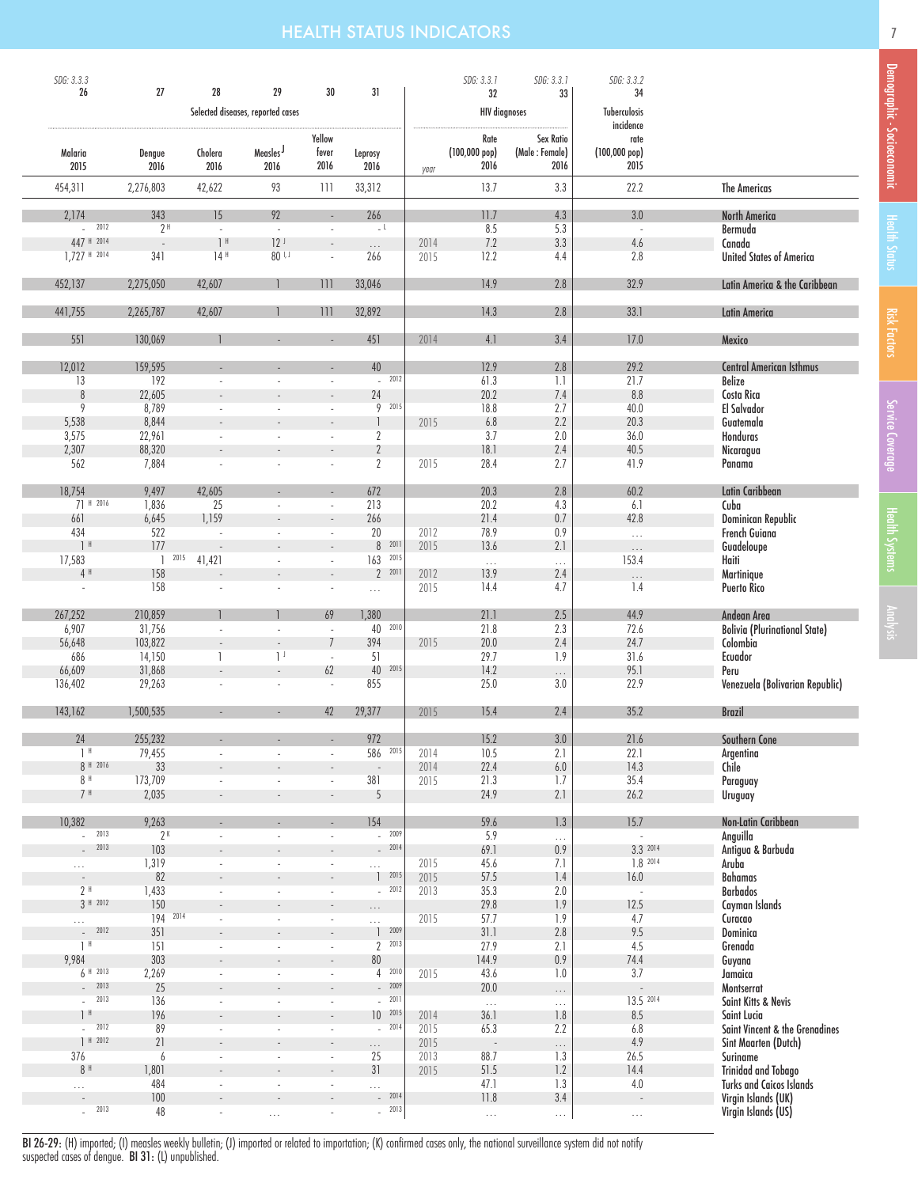# HEALTH STATUS INDICATORS

| SDG: 3.3.3 26 | 27 | 28 | 29 | 30 | 31 | | SDG: 3.3.1 32 | SDG: 3.3.1 33 | SDG: 3.3.2 34 | |
|---|---|---|---|---|---|---|---|---|---|---|
| Selected diseases, reported cases | | | | | | | HIV diagnoses | | Tuberculosis incidence | |
| Malaria 2015 | Dengue 2016 | Cholera 2016 | Measles[J] 2016 | Yellow fever 2016 | Leprosy 2016 | year | Rate (100,000 pop) 2016 | Sex Ratio (Male : Female) 2016 | rate (100,000 pop) 2015 | |
| 454,311 | 2,276,803 | 42,622 | 93 | 111 | 33,312 | | 13.7 | 3.3 | 22.2 | The Americas |
| 2,174 | 343 | 15 | 92 | - | 266 | | 11.7 | 4.3 | 3.0 | North America |
| - 2012 | 2 H | - | - | - | - L | | 8.5 | 5.3 | - | Bermuda |
| 447 H 2014 | - | 1 H | 12 J | - | ... | 2014 | 7.2 | 3.3 | 4.6 | Canada |
| 1,727 H 2014 | 341 | 14 H | 80 I,J | - | 266 | 2015 | 12.2 | 4.4 | 2.8 | United States of America |
| 452,137 | 2,275,050 | 42,607 | 1 | 111 | 33,046 | | 14.9 | 2.8 | 32.9 | Latin America & the Caribbean |
| 441,755 | 2,265,787 | 42,607 | 1 | 111 | 32,892 | | 14.3 | 2.8 | 33.1 | Latin America |
| 551 | 130,069 | 1 | - | - | 451 | 2014 | 4.1 | 3.4 | 17.0 | Mexico |
| 12,012 | 159,595 | - | - | - | 40 | | 12.9 | 2.8 | 29.2 | Central American Isthmus |
| 13 | 192 | - | - | - | - 2012 | | 61.3 | 1.1 | 21.7 | Belize |
| 8 | 22,605 | - | - | - | 24 | | 20.2 | 7.4 | 8.8 | Costa Rica |
| 9 | 8,789 | - | - | - | 9 2015 | | 18.8 | 2.7 | 40.0 | El Salvador |
| 5,538 | 8,844 | - | - | - | 1 | 2015 | 6.8 | 2.2 | 20.3 | Guatemala |
| 3,575 | 22,961 | - | - | - | 2 | | 3.7 | 2.0 | 36.0 | Honduras |
| 2,307 | 88,320 | - | - | - | 2 | | 18.1 | 2.4 | 40.5 | Nicaragua |
| 562 | 7,884 | - | - | - | 2 | 2015 | 28.4 | 2.7 | 41.9 | Panama |
| 18,754 | 9,497 | 42,605 | - | - | 672 | | 20.3 | 2.8 | 60.2 | Latin Caribbean |
| 71 H 2016 | 1,836 | 25 | - | - | 213 | | 20.2 | 4.3 | 6.1 | Cuba |
| 661 | 6,645 | 1,159 | - | - | 266 | | 21.4 | 0.7 | 42.8 | Dominican Republic |
| 434 | 522 | - | - | - | 20 | 2012 | 78.9 | 0.9 | ... | French Guiana |
| 1 H | 177 | - | - | - | 8 2011 | 2015 | 13.6 | 2.1 | ... | Guadeloupe |
| 17,583 | 1 2015 | 41,421 | - | - | 163 2015 | | ... | ... | 153.4 | Haiti |
| 4 H | 158 | - | - | - | 2 2011 | 2012 | 13.9 | 2.4 | ... | Martinique |
| - | 158 | - | - | - | ... | 2015 | 14.4 | 4.7 | 1.4 | Puerto Rico |
| 267,252 | 210,859 | 1 | 1 | 69 | 1,380 | | 21.1 | 2.5 | 44.9 | Andean Area |
| 6,907 | 31,756 | - | - | - | 40 2010 | | 21.8 | 2.3 | 72.6 | Bolivia (Plurinational State) |
| 56,648 | 103,822 | - | - | 7 | 394 | 2015 | 20.0 | 2.4 | 24.7 | Colombia |
| 686 | 14,150 | 1 | 1 J | - | 51 | | 29.7 | 1.9 | 31.6 | Ecuador |
| 66,609 | 31,868 | - | - | 62 | 40 2015 | | 14.2 | ... | 95.1 | Peru |
| 136,402 | 29,263 | - | - | - | 855 | | 25.0 | 3.0 | 22.9 | Venezuela (Bolivarian Republic) |
| 143,162 | 1,500,535 | - | - | 42 | 29,377 | 2015 | 15.4 | 2.4 | 35.2 | Brazil |
| 24 | 255,232 | - | - | - | 972 | | 15.2 | 3.0 | 21.6 | Southern Cone |
| 1 H | 79,455 | - | - | - | 586 2015 | 2014 | 10.5 | 2.1 | 22.1 | Argentina |
| 8 H 2016 | 33 | - | - | - | - | 2014 | 22.4 | 6.0 | 14.3 | Chile |
| 8 H | 173,709 | - | - | - | 381 | 2015 | 21.3 | 1.7 | 35.4 | Paraguay |
| 7 H | 2,035 | - | - | - | 5 | | 24.9 | 2.1 | 26.2 | Uruguay |
| 10,382 | 9,263 | - | - | - | 154 | | 59.6 | 1.3 | 15.7 | Non-Latin Caribbean |
| - 2013 | 2 K | - | - | - | - 2009 | | 5.9 | ... | - | Anguilla |
| - 2013 | 103 | - | - | - | - 2014 | | 69.1 | 0.9 | 3.3 2014 | Antigua & Barbuda |
| ... | 1,319 | - | - | - | ... | 2015 | 45.6 | 7.1 | 1.8 2014 | Aruba |
| - | 82 | - | - | - | 1 2015 | 2015 | 57.5 | 1.4 | 16.0 | Bahamas |
| 2 H | 1,433 | - | - | - | - 2012 | 2013 | 35.3 | 2.0 | - | Barbados |
| 3 H 2012 | 150 | - | - | - | ... | | 29.8 | 1.9 | 12.5 | Cayman Islands |
| ... | 194 2014 | - | - | - | ... | 2015 | 57.7 | 1.9 | 4.7 | Curacao |
| - 2012 | 351 | - | - | - | 1 2009 | | 31.1 | 2.8 | 9.5 | Dominica |
| 1 H | 151 | - | - | - | 2 2013 | | 27.9 | 2.1 | 4.5 | Grenada |
| 9,984 | 303 | - | - | - | 80 | | 144.9 | 0.9 | 74.4 | Guyana |
| 6 H 2013 | 2,269 | - | - | - | 4 2010 | 2015 | 43.6 | 1.0 | 3.7 | Jamaica |
| - 2013 | 25 | - | - | - | - 2009 | | 20.0 | ... | - | Montserrat |
| - 2013 | 136 | - | - | - | - 2011 | | ... | ... | 13.5 2014 | Saint Kitts & Nevis |
| 1 H | 196 | - | - | - | 10 2015 | 2014 | 36.1 | 1.8 | 8.5 | Saint Lucia |
| - 2012 | 89 | - | - | - | - 2014 | 2015 | 65.3 | 2.2 | 6.8 | Saint Vincent & the Grenadines |
| 1 H 2012 | 21 | - | - | - | ... | 2015 | - | ... | 4.9 | Sint Maarten (Dutch) |
| 376 | 6 | - | - | - | 25 | 2013 | 88.7 | 1.3 | 26.5 | Suriname |
| 8 H | 1,801 | - | - | - | 31 | 2015 | 51.5 | 1.2 | 14.4 | Trinidad and Tobago |
| ... | 484 | - | - | - | ... | | 47.1 | 1.3 | 4.0 | Turks and Caicos Islands |
| - | 100 | - | - | - | - 2014 | | 11.8 | 3.4 | - | Virgin Islands (UK) |
| - 2013 | 48 | - | ... | - | - 2013 | | ... | ... | ... | Virgin Islands (US) |

BI 26-29: (H) imported; (I) measles weekly bulletin; (J) imported or related to importation; (K) confirmed cases only, the national surveillance system did not notify suspected cases of dengue. **BI 31:** (L) unpublished.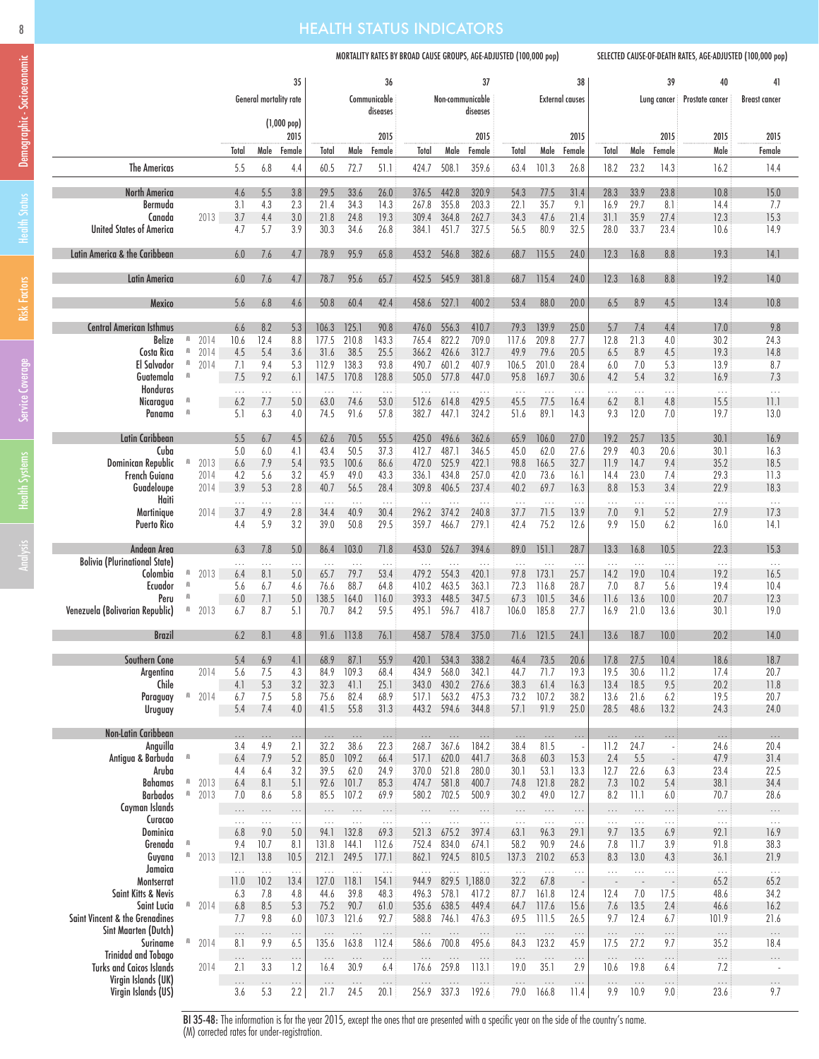## HEALTH STATUS INDICATORS

| | | | 35 General mortality rate (1,000 pop) 2015 | | | 36 Communicable diseases 2015 | | | 37 Non-communicable diseases 2015 | | | 38 External causes 2015 | | | 39 Lung cancer 2015 | | | 40 Prostate cancer 2015 | 41 Breast cancer 2015 |
|---|---|---|---|---|---|---|---|---|---|---|---|---|---|---|---|---|---|---|---|
| | | | **MORTALITY RATES BY BROAD CAUSE GROUPS, AGE-ADJUSTED (100,000 pop)** | | | | | | | | | | | | **SELECTED CAUSE-OF-DEATH RATES, AGE-ADJUSTED (100,000 pop)** | | | | |
| | | | Total | Male | Female | Total | Male | Female | Total | Male | Female | Total | Male | Female | Total | Male | Female | Male | Female |
| **The Americas** | | | 5.5 | 6.8 | 4.4 | 60.5 | 72.7 | 51.1 | 424.7 | 508.1 | 359.6 | 63.4 | 101.3 | 26.8 | 18.2 | 23.2 | 14.3 | 16.2 | 14.4 |
| **North America** | | | 4.6 | 5.5 | 3.8 | 29.5 | 33.6 | 26.0 | 376.5 | 442.8 | 320.9 | 54.3 | 77.5 | 31.4 | 28.3 | 33.9 | 23.8 | 10.8 | 15.0 |
| Bermuda | | | 3.1 | 4.3 | 2.3 | 21.4 | 34.3 | 14.3 | 267.8 | 355.8 | 203.3 | 22.1 | 35.7 | 9.1 | 16.9 | 29.7 | 8.1 | 14.4 | 7.7 |
| Canada | | 2013 | 3.7 | 4.4 | 3.0 | 21.8 | 24.8 | 19.3 | 309.4 | 364.8 | 262.7 | 34.3 | 47.6 | 21.4 | 31.1 | 35.9 | 27.4 | 12.3 | 15.3 |
| United States of America | | | 4.7 | 5.7 | 3.9 | 30.3 | 34.6 | 26.8 | 384.1 | 451.7 | 327.5 | 56.5 | 80.9 | 32.5 | 28.0 | 33.7 | 23.4 | 10.6 | 14.9 |
| **Latin America & the Caribbean** | | | 6.0 | 7.6 | 4.7 | 78.9 | 95.9 | 65.8 | 453.2 | 546.8 | 382.6 | 68.7 | 115.5 | 24.0 | 12.3 | 16.8 | 8.8 | 19.3 | 14.1 |
| **Latin America** | | | 6.0 | 7.6 | 4.7 | 78.7 | 95.6 | 65.7 | 452.5 | 545.9 | 381.8 | 68.7 | 115.4 | 24.0 | 12.3 | 16.8 | 8.8 | 19.2 | 14.0 |
| **Mexico** | | | 5.6 | 6.8 | 4.6 | 50.8 | 60.4 | 42.4 | 458.6 | 527.1 | 400.2 | 53.4 | 88.0 | 20.0 | 6.5 | 8.9 | 4.5 | 13.4 | 10.8 |
| **Central American Isthmus** | | | 6.6 | 8.2 | 5.3 | 106.3 | 125.1 | 90.8 | 476.0 | 556.3 | 410.7 | 79.3 | 139.9 | 25.0 | 5.7 | 7.4 | 4.4 | 17.0 | 9.8 |
| Belize | M | 2014 | 10.6 | 12.4 | 8.8 | 177.5 | 210.8 | 143.3 | 765.4 | 822.2 | 709.0 | 117.6 | 209.8 | 27.7 | 12.8 | 21.3 | 4.0 | 30.2 | 24.3 |
| Costa Rica | M | 2014 | 4.5 | 5.4 | 3.6 | 31.6 | 38.5 | 25.5 | 366.2 | 426.6 | 312.7 | 49.9 | 79.6 | 20.5 | 6.5 | 8.9 | 4.5 | 19.3 | 14.8 |
| El Salvador | M | 2014 | 7.1 | 9.4 | 5.3 | 112.9 | 138.3 | 93.8 | 490.7 | 601.2 | 407.9 | 106.5 | 201.0 | 28.4 | 6.0 | 7.0 | 5.3 | 13.9 | 8.7 |
| Guatemala | M | | 7.5 | 9.2 | 6.1 | 147.5 | 170.8 | 128.8 | 505.0 | 577.8 | 447.0 | 95.8 | 169.7 | 30.6 | 4.2 | 5.4 | 3.2 | 16.9 | 7.3 |
| Honduras | | | … | … | … | … | … | … | … | … | … | … | … | … | … | … | … | … | … |
| Nicaragua | M | | 6.2 | 7.7 | 5.0 | 63.0 | 74.6 | 53.0 | 512.6 | 614.8 | 429.5 | 45.5 | 77.5 | 16.4 | 6.2 | 8.1 | 4.8 | 15.5 | 11.1 |
| Panama | M | | 5.1 | 6.3 | 4.0 | 74.5 | 91.6 | 57.8 | 382.7 | 447.1 | 324.2 | 51.6 | 89.1 | 14.3 | 9.3 | 12.0 | 7.0 | 19.7 | 13.0 |
| **Latin Caribbean** | | | 5.5 | 6.7 | 4.5 | 62.6 | 70.5 | 55.5 | 425.0 | 496.6 | 362.6 | 65.9 | 106.0 | 27.0 | 19.2 | 25.7 | 13.5 | 30.1 | 16.9 |
| Cuba | | | 5.0 | 6.0 | 4.1 | 43.4 | 50.5 | 37.3 | 412.7 | 487.1 | 346.5 | 45.0 | 62.0 | 27.6 | 29.9 | 40.3 | 20.6 | 30.1 | 16.3 |
| Dominican Republic | M | 2013 | 6.6 | 7.9 | 5.4 | 93.5 | 100.6 | 86.6 | 472.0 | 525.9 | 422.1 | 98.8 | 166.5 | 32.7 | 11.9 | 14.7 | 9.4 | 35.2 | 18.5 |
| French Guiana | | 2014 | 4.2 | 5.6 | 3.2 | 45.9 | 49.0 | 43.3 | 336.1 | 434.8 | 257.0 | 42.0 | 73.6 | 16.1 | 14.4 | 23.0 | 7.4 | 29.3 | 11.3 |
| Guadeloupe | | 2014 | 3.9 | 5.3 | 2.8 | 40.7 | 56.5 | 28.4 | 309.8 | 406.5 | 237.4 | 40.2 | 69.7 | 16.3 | 8.8 | 15.3 | 3.4 | 22.9 | 18.3 |
| Haiti | | | … | … | … | … | … | … | … | … | … | … | … | … | … | … | … | … | … |
| Martinique | | 2014 | 3.7 | 4.9 | 2.8 | 34.4 | 40.9 | 30.4 | 296.2 | 374.2 | 240.8 | 37.7 | 71.5 | 13.9 | 7.0 | 9.1 | 5.2 | 27.9 | 17.3 |
| Puerto Rico | | | 4.4 | 5.9 | 3.2 | 39.0 | 50.8 | 29.5 | 359.7 | 466.7 | 279.1 | 42.4 | 75.2 | 12.6 | 9.9 | 15.0 | 6.2 | 16.0 | 14.1 |
| **Andean Area** | | | 6.3 | 7.8 | 5.0 | 86.4 | 103.0 | 71.8 | 453.0 | 526.7 | 394.6 | 89.0 | 151.1 | 28.7 | 13.3 | 16.8 | 10.5 | 22.3 | 15.3 |
| Bolivia (Plurinational State) | | | … | … | … | … | … | … | … | … | … | … | … | … | … | … | … | … | … |
| Colombia | M | 2013 | 6.4 | 8.1 | 5.0 | 65.7 | 79.7 | 53.4 | 479.2 | 554.3 | 420.1 | 97.8 | 173.1 | 25.7 | 14.2 | 19.0 | 10.4 | 19.2 | 16.5 |
| Ecuador | M | | 5.6 | 6.7 | 4.6 | 76.6 | 88.7 | 64.8 | 410.2 | 463.5 | 363.1 | 72.3 | 116.8 | 28.7 | 7.0 | 8.7 | 5.6 | 19.4 | 10.4 |
| Peru | M | | 6.0 | 7.1 | 5.0 | 138.5 | 164.0 | 116.0 | 393.3 | 448.5 | 347.5 | 67.3 | 101.5 | 34.6 | 11.6 | 13.6 | 10.0 | 20.7 | 12.3 |
| Venezuela (Bolivarian Republic) | M | 2013 | 6.7 | 8.7 | 5.1 | 70.7 | 84.2 | 59.5 | 495.1 | 596.7 | 418.7 | 106.0 | 185.8 | 27.7 | 16.9 | 21.0 | 13.6 | 30.1 | 19.0 |
| **Brazil** | | | 6.2 | 8.1 | 4.8 | 91.6 | 113.8 | 76.1 | 458.7 | 578.4 | 375.0 | 71.6 | 121.5 | 24.1 | 13.6 | 18.7 | 10.0 | 20.2 | 14.0 |
| **Southern Cone** | | | 5.4 | 6.9 | 4.1 | 68.9 | 87.1 | 55.9 | 420.1 | 534.3 | 338.2 | 46.4 | 73.5 | 20.6 | 17.8 | 27.5 | 10.4 | 18.6 | 18.7 |
| Argentina | | 2014 | 5.6 | 7.5 | 4.3 | 84.9 | 109.3 | 68.4 | 434.9 | 568.0 | 342.1 | 44.7 | 71.7 | 19.3 | 19.5 | 30.6 | 11.2 | 17.4 | 20.7 |
| Chile | | | 4.1 | 5.3 | 3.2 | 32.3 | 41.1 | 25.1 | 343.0 | 430.2 | 276.6 | 38.3 | 61.4 | 16.3 | 13.4 | 18.5 | 9.5 | 20.2 | 11.8 |
| Paraguay | M | 2014 | 6.7 | 7.5 | 5.8 | 75.6 | 82.4 | 68.9 | 517.1 | 563.2 | 475.3 | 73.2 | 107.2 | 38.2 | 13.6 | 21.6 | 6.2 | 19.5 | 20.7 |
| Uruguay | | | 5.4 | 7.4 | 4.0 | 41.5 | 55.8 | 31.3 | 443.2 | 594.6 | 344.8 | 57.1 | 91.9 | 25.0 | 28.5 | 48.6 | 13.2 | 24.3 | 24.0 |
| **Non-Latin Caribbean** | | | … | … | … | … | … | … | … | … | … | … | … | … | … | … | … | … | … |
| Anguilla | | | 3.4 | 4.9 | 2.1 | 32.2 | 38.6 | 22.3 | 268.7 | 367.6 | 184.2 | 38.4 | 81.5 | - | 11.2 | 24.7 | - | 24.6 | 20.4 |
| Antigua & Barbuda | M | | 6.4 | 7.9 | 5.2 | 85.0 | 109.2 | 66.4 | 517.1 | 620.0 | 441.7 | 36.8 | 60.3 | 15.3 | 2.4 | 5.5 | - | 47.9 | 31.4 |
| Aruba | | | 4.4 | 6.4 | 3.2 | 39.5 | 62.0 | 24.9 | 370.0 | 521.8 | 280.0 | 30.1 | 53.1 | 13.3 | 12.7 | 22.6 | 6.3 | 23.4 | 22.5 |
| Bahamas | M | 2013 | 6.4 | 8.1 | 5.1 | 92.6 | 101.7 | 85.3 | 474.7 | 581.8 | 400.7 | 74.8 | 121.8 | 28.2 | 7.3 | 10.2 | 5.4 | 38.1 | 34.4 |
| Barbados | M | 2013 | 7.0 | 8.6 | 5.8 | 85.5 | 107.2 | 69.9 | 580.2 | 702.5 | 500.9 | 30.2 | 49.0 | 12.7 | 8.2 | 11.1 | 6.0 | 70.7 | 28.6 |
| Cayman Islands | | | … | … | … | … | … | … | … | … | … | … | … | … | … | … | … | … | … |
| Curacao | | | … | … | … | … | … | … | … | … | … | … | … | … | … | … | … | … | … |
| Dominica | | | 6.8 | 9.0 | 5.0 | 94.1 | 132.8 | 69.3 | 521.3 | 675.2 | 397.4 | 63.1 | 96.3 | 29.1 | 9.7 | 13.5 | 6.9 | 92.1 | 16.9 |
| Grenada | M | | 9.4 | 10.7 | 8.1 | 131.8 | 144.1 | 112.6 | 752.4 | 834.0 | 674.1 | 58.2 | 90.9 | 24.6 | 7.8 | 11.7 | 3.9 | 91.8 | 38.3 |
| Guyana | M | 2013 | 12.1 | 13.8 | 10.5 | 212.1 | 249.5 | 177.1 | 862.1 | 924.5 | 810.5 | 137.3 | 210.2 | 65.3 | 8.3 | 13.0 | 4.3 | 36.1 | 21.9 |
| Jamaica | | | … | … | … | … | … | … | … | … | … | … | … | … | … | … | … | … | … |
| Montserrat | | | 11.0 | 10.2 | 13.4 | 127.0 | 118.1 | 154.1 | 944.9 | 829.5 | 1,188.0 | 32.2 | 67.8 | - | - | - | - | 65.2 | 65.2 |
| Saint Kitts & Nevis | | | 6.3 | 7.8 | 4.8 | 44.6 | 39.8 | 48.3 | 496.3 | 578.1 | 417.2 | 87.7 | 161.8 | 12.4 | 12.4 | 7.0 | 17.5 | 48.6 | 34.2 |
| Saint Lucia | M | 2014 | 6.8 | 8.5 | 5.3 | 75.2 | 90.7 | 61.0 | 535.6 | 638.5 | 449.4 | 64.7 | 117.6 | 15.6 | 7.6 | 13.5 | 2.4 | 46.6 | 16.2 |
| Saint Vincent & the Grenadines | | | 7.7 | 9.8 | 6.0 | 107.3 | 121.6 | 92.7 | 588.8 | 746.1 | 476.3 | 69.5 | 111.5 | 26.5 | 9.7 | 12.4 | 6.7 | 101.9 | 21.6 |
| Sint Maarten (Dutch) | | | … | … | … | … | … | … | … | … | … | … | … | … | … | … | … | … | … |
| Suriname | M | 2014 | 8.1 | 9.9 | 6.5 | 135.6 | 163.8 | 112.4 | 586.6 | 700.8 | 495.6 | 84.3 | 123.2 | 45.9 | 17.5 | 27.2 | 9.7 | 35.2 | 18.4 |
| Trinidad and Tobago | | | … | … | … | … | … | … | … | … | … | … | … | … | … | … | … | … | … |
| Turks and Caicos Islands | | 2014 | 2.1 | 3.3 | 1.2 | 16.4 | 30.9 | 6.4 | 176.6 | 259.8 | 113.1 | 19.0 | 35.1 | 2.9 | 10.6 | 19.8 | 6.4 | 7.2 | - |
| Virgin Islands (UK) | | | … | … | … | … | … | … | … | … | … | … | … | … | … | … | … | … | … |
| Virgin Islands (US) | | | 3.6 | 5.3 | 2.2 | 21.7 | 24.5 | 20.1 | 256.9 | 337.3 | 192.6 | 79.0 | 166.8 | 11.4 | 9.9 | 10.9 | 9.0 | 23.6 | 9.7 |

**BI 35-48:** The information is for the year 2015, except the ones that are presented with a specific year on the side of the country's name.
(M) corrected rates for under-registration.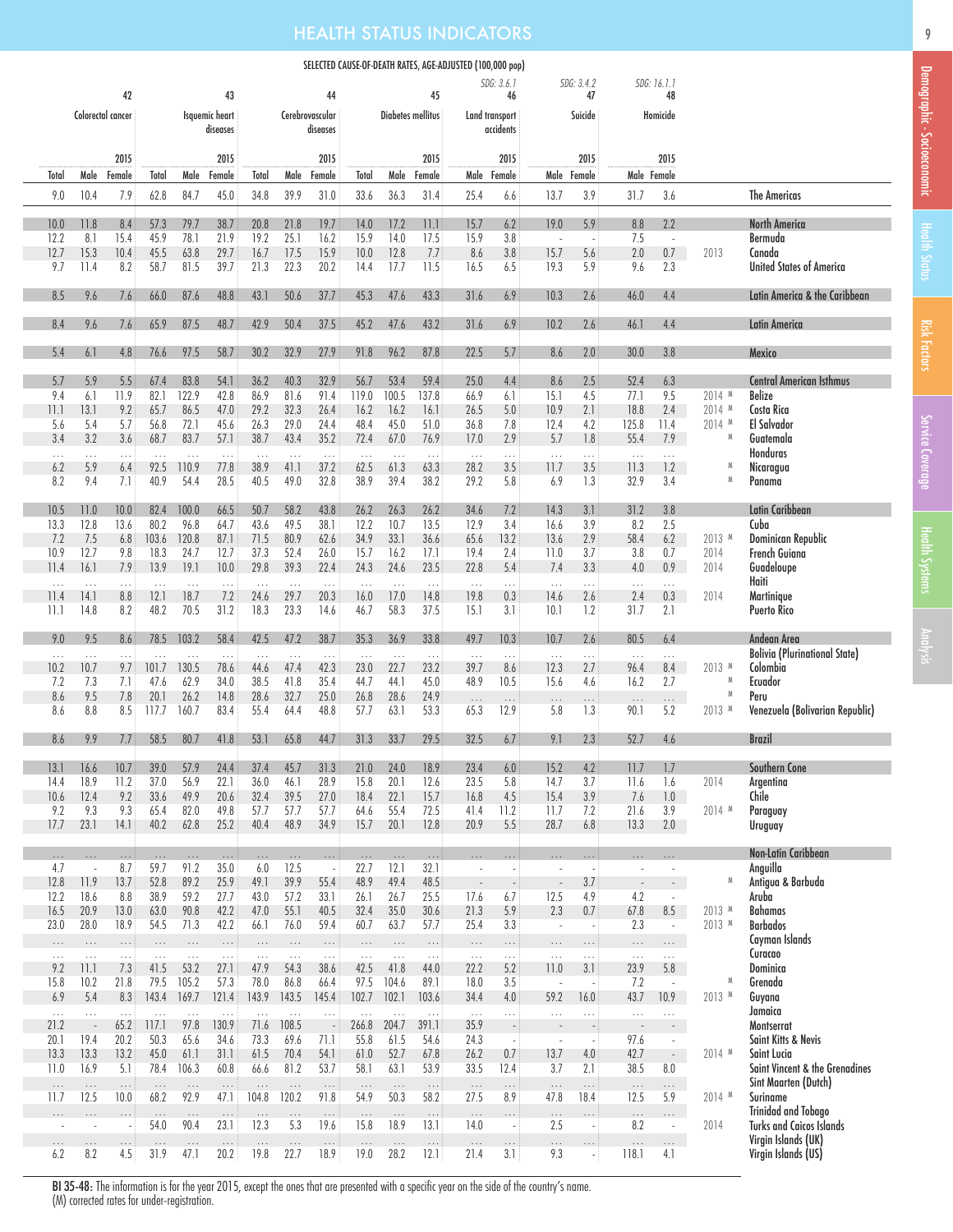# HEALTH STATUS INDICATORS

SELECTED CAUSE-OF-DEATH RATES, AGE-ADJUSTED (100,000 pop)

| 42 Colorectal cancer 2015 | | | 43 Isquemic heart diseases 2015 | | | 44 Cerebrovascular diseases 2015 | | | 45 Diabetes mellitus 2015 | | | SDG: 3.6.1 46 Land transport accidents 2015 | | SDG: 3.4.2 47 Suicide 2015 | | SDG: 16.1.1 48 Homicide 2015 | | | |
|---|---|---|---|---|---|---|---|---|---|---|---|---|---|---|---|---|---|---|---|
| Total | Male | Female | Total | Male | Female | Total | Male | Female | Total | Male | Female | Male | Female | Male | Female | Male | Female | | |
| 9.0 | 10.4 | 7.9 | 62.8 | 84.7 | 45.0 | 34.8 | 39.9 | 31.0 | 33.6 | 36.3 | 31.4 | 25.4 | 6.6 | 13.7 | 3.9 | 31.7 | 3.6 | | The Americas |
| 10.0 | 11.8 | 8.4 | 57.3 | 79.7 | 38.7 | 20.8 | 21.8 | 19.7 | 14.0 | 17.2 | 11.1 | 15.7 | 6.2 | 19.0 | 5.9 | 8.8 | 2.2 | | North America |
| 12.2 | 8.1 | 15.4 | 45.9 | 78.1 | 21.9 | 19.2 | 25.1 | 16.2 | 15.9 | 14.0 | 17.5 | 15.9 | 3.8 | - | - | 7.5 | - | | Bermuda |
| 12.7 | 15.3 | 10.4 | 45.5 | 63.8 | 29.7 | 16.7 | 17.5 | 15.9 | 10.0 | 12.8 | 7.7 | 8.6 | 3.8 | 15.7 | 5.6 | 2.0 | 0.7 | 2013 | Canada |
| 9.7 | 11.4 | 8.2 | 58.7 | 81.5 | 39.7 | 21.3 | 22.3 | 20.2 | 14.4 | 17.7 | 11.5 | 16.5 | 6.5 | 19.3 | 5.9 | 9.6 | 2.3 | | United States of America |
| 8.5 | 9.6 | 7.6 | 66.0 | 87.6 | 48.8 | 43.1 | 50.6 | 37.7 | 45.3 | 47.6 | 43.3 | 31.6 | 6.9 | 10.3 | 2.6 | 46.0 | 4.4 | | Latin America & the Caribbean |
| 8.4 | 9.6 | 7.6 | 65.9 | 87.5 | 48.7 | 42.9 | 50.4 | 37.5 | 45.2 | 47.6 | 43.2 | 31.6 | 6.9 | 10.2 | 2.6 | 46.1 | 4.4 | | Latin America |
| 5.4 | 6.1 | 4.8 | 76.6 | 97.5 | 58.7 | 30.2 | 32.9 | 27.9 | 91.8 | 96.2 | 87.8 | 22.5 | 5.7 | 8.6 | 2.0 | 30.0 | 3.8 | | Mexico |
| 5.7 | 5.9 | 5.5 | 67.4 | 83.8 | 54.1 | 36.2 | 40.3 | 32.9 | 56.7 | 53.4 | 59.4 | 25.0 | 4.4 | 8.6 | 2.5 | 52.4 | 6.3 | | Central American Isthmus |
| 9.4 | 6.1 | 11.9 | 82.1 | 122.9 | 42.8 | 86.9 | 81.6 | 91.4 | 119.0 | 100.5 | 137.8 | 66.9 | 6.1 | 15.1 | 4.5 | 77.1 | 9.5 | 2014 M | Belize |
| 11.1 | 13.1 | 9.2 | 65.7 | 86.5 | 47.0 | 29.2 | 32.3 | 26.4 | 16.2 | 16.2 | 16.1 | 26.5 | 5.0 | 10.9 | 2.1 | 18.8 | 2.4 | 2014 M | Costa Rica |
| 5.6 | 5.4 | 5.7 | 56.8 | 72.1 | 45.6 | 26.3 | 29.0 | 24.4 | 48.4 | 45.0 | 51.0 | 36.8 | 7.8 | 12.4 | 4.2 | 125.8 | 11.4 | 2014 M | El Salvador |
| 3.4 | 3.2 | 3.6 | 68.7 | 83.7 | 57.1 | 38.7 | 43.4 | 35.2 | 72.4 | 67.0 | 76.9 | 17.0 | 2.9 | 5.7 | 1.8 | 55.4 | 7.9 | M | Guatemala |
| ... | ... | ... | ... | ... | ... | ... | ... | ... | ... | ... | ... | ... | ... | ... | ... | ... | ... | | Honduras |
| 6.2 | 5.9 | 6.4 | 92.5 | 110.9 | 77.8 | 38.9 | 41.1 | 37.2 | 62.5 | 61.3 | 63.3 | 28.2 | 3.5 | 11.7 | 3.5 | 11.3 | 1.2 | M | Nicaragua |
| 8.2 | 9.4 | 7.1 | 40.9 | 54.4 | 28.5 | 40.5 | 49.0 | 32.8 | 38.9 | 39.4 | 38.2 | 29.2 | 5.8 | 6.9 | 1.3 | 32.9 | 3.4 | M | Panama |
| 10.5 | 11.0 | 10.0 | 82.4 | 100.0 | 66.5 | 50.7 | 58.2 | 43.8 | 26.2 | 26.3 | 26.2 | 34.6 | 7.2 | 14.3 | 3.1 | 31.2 | 3.8 | | Latin Caribbean |
| 13.3 | 12.8 | 13.6 | 80.2 | 96.8 | 64.7 | 43.6 | 49.5 | 38.1 | 12.2 | 10.7 | 13.5 | 12.9 | 3.4 | 16.6 | 3.9 | 8.2 | 2.5 | | Cuba |
| 7.2 | 7.5 | 6.8 | 103.6 | 120.8 | 87.1 | 71.5 | 80.9 | 62.6 | 34.9 | 33.1 | 36.6 | 65.6 | 13.2 | 13.6 | 2.9 | 58.4 | 6.2 | 2013 M | Dominican Republic |
| 10.9 | 12.7 | 9.8 | 18.3 | 24.7 | 12.7 | 37.3 | 52.4 | 26.0 | 15.7 | 16.2 | 17.1 | 19.4 | 2.4 | 11.0 | 3.7 | 3.8 | 0.7 | 2014 | French Guiana |
| 11.4 | 16.1 | 7.9 | 13.9 | 19.1 | 10.0 | 29.8 | 39.3 | 22.4 | 24.3 | 24.6 | 23.5 | 22.8 | 5.4 | 7.4 | 3.3 | 4.0 | 0.9 | 2014 | Guadeloupe |
| ... | ... | ... | ... | ... | ... | ... | ... | ... | ... | ... | ... | ... | ... | ... | ... | ... | ... | | Haiti |
| 11.4 | 14.1 | 8.8 | 12.1 | 18.7 | 7.2 | 24.6 | 29.7 | 20.3 | 16.0 | 17.0 | 14.8 | 19.8 | 0.3 | 14.6 | 2.6 | 2.4 | 0.3 | 2014 | Martinique |
| 11.1 | 14.8 | 8.2 | 48.2 | 70.5 | 31.2 | 18.3 | 23.3 | 14.6 | 46.7 | 58.3 | 37.5 | 15.1 | 3.1 | 10.1 | 1.2 | 31.7 | 2.1 | | Puerto Rico |
| 9.0 | 9.5 | 8.6 | 78.5 | 103.2 | 58.4 | 42.5 | 47.2 | 38.7 | 35.3 | 36.9 | 33.8 | 49.7 | 10.3 | 10.7 | 2.6 | 80.5 | 6.4 | | Andean Area |
| ... | ... | ... | ... | ... | ... | ... | ... | ... | ... | ... | ... | ... | ... | ... | ... | ... | ... | | Bolivia (Plurinational State) |
| 10.2 | 10.7 | 9.7 | 101.7 | 130.5 | 78.6 | 44.6 | 47.4 | 42.3 | 23.0 | 22.7 | 23.2 | 39.7 | 8.6 | 12.3 | 2.7 | 96.4 | 8.4 | 2013 M | Colombia |
| 7.2 | 7.3 | 7.1 | 47.6 | 62.9 | 34.0 | 38.5 | 41.8 | 35.4 | 44.7 | 44.1 | 45.0 | 48.9 | 10.5 | 15.6 | 4.6 | 16.2 | 2.7 | M | Ecuador |
| 8.6 | 9.5 | 7.8 | 20.1 | 26.2 | 14.8 | 28.6 | 32.7 | 25.0 | 26.8 | 28.6 | 24.9 | ... | ... | ... | ... | ... | ... | M | Peru |
| 8.6 | 8.8 | 8.5 | 117.7 | 160.7 | 83.4 | 55.4 | 64.4 | 48.8 | 57.7 | 63.1 | 53.3 | 65.3 | 12.9 | 5.8 | 1.3 | 90.1 | 5.2 | 2013 M | Venezuela (Bolivarian Republic) |
| 8.6 | 9.9 | 7.7 | 58.5 | 80.7 | 41.8 | 53.1 | 65.8 | 44.7 | 31.3 | 33.7 | 29.5 | 32.5 | 6.7 | 9.1 | 2.3 | 52.7 | 4.6 | | Brazil |
| 13.1 | 16.6 | 10.7 | 39.0 | 57.9 | 24.4 | 37.4 | 45.7 | 31.3 | 21.0 | 24.0 | 18.9 | 23.4 | 6.0 | 15.2 | 4.2 | 11.7 | 1.7 | | Southern Cone |
| 14.4 | 18.9 | 11.2 | 37.0 | 56.9 | 22.1 | 36.0 | 46.1 | 28.9 | 15.8 | 20.1 | 12.6 | 23.5 | 5.8 | 14.7 | 3.7 | 11.6 | 1.6 | 2014 | Argentina |
| 10.6 | 12.4 | 9.2 | 33.6 | 49.9 | 20.6 | 32.4 | 39.5 | 27.0 | 18.4 | 22.1 | 15.7 | 16.8 | 4.5 | 15.4 | 3.9 | 7.6 | 1.0 | | Chile |
| 9.2 | 9.3 | 9.3 | 65.4 | 82.0 | 49.8 | 57.7 | 57.7 | 57.7 | 64.6 | 55.4 | 72.5 | 41.4 | 11.2 | 11.7 | 7.2 | 21.6 | 3.9 | 2014 M | Paraguay |
| 17.7 | 23.1 | 14.1 | 40.2 | 62.8 | 25.2 | 40.4 | 48.9 | 34.9 | 15.7 | 20.1 | 12.8 | 20.9 | 5.5 | 28.7 | 6.8 | 13.3 | 2.0 | | Uruguay |
| ... | ... | ... | ... | ... | ... | ... | ... | ... | ... | ... | ... | ... | ... | ... | ... | ... | ... | | Non-Latin Caribbean |
| 4.7 | - | 8.7 | 59.7 | 91.2 | 35.0 | 6.0 | 12.5 | - | 22.7 | 12.1 | 32.1 | - | - | - | - | - | - | | Anguilla |
| 12.8 | 11.9 | 13.7 | 52.8 | 89.2 | 25.9 | 49.1 | 39.9 | 55.4 | 48.9 | 49.4 | 48.5 | - | - | - | 3.7 | - | - | M | Antigua & Barbuda |
| 12.2 | 18.6 | 8.8 | 38.9 | 59.2 | 27.7 | 43.0 | 57.2 | 33.1 | 26.1 | 26.7 | 25.5 | 17.6 | 6.7 | 12.5 | 4.9 | 4.2 | - | | Aruba |
| 16.5 | 20.9 | 13.0 | 63.0 | 90.8 | 42.2 | 47.0 | 55.1 | 40.5 | 32.4 | 35.0 | 30.6 | 21.3 | 5.9 | 2.3 | 0.7 | 67.8 | 8.5 | 2013 M | Bahamas |
| 23.0 | 28.0 | 18.9 | 54.5 | 71.3 | 42.2 | 66.1 | 76.0 | 59.4 | 60.7 | 63.7 | 57.7 | 25.4 | 3.3 | - | - | 2.3 | - | 2013 M | Barbados |
| ... | ... | ... | ... | ... | ... | ... | ... | ... | ... | ... | ... | ... | ... | ... | ... | ... | ... | | Cayman Islands |
| ... | ... | ... | ... | ... | ... | ... | ... | ... | ... | ... | ... | ... | ... | ... | ... | ... | ... | | Curacao |
| 9.2 | 11.1 | 7.3 | 41.5 | 53.2 | 27.1 | 47.9 | 54.3 | 38.6 | 42.5 | 41.8 | 44.0 | 22.2 | 5.2 | 11.0 | 3.1 | 23.9 | 5.8 | | Dominica |
| 15.8 | 10.2 | 21.8 | 79.5 | 105.2 | 57.3 | 78.0 | 86.8 | 66.4 | 97.5 | 104.6 | 89.1 | 18.0 | 3.5 | - | - | 7.2 | - | M | Grenada |
| 6.9 | 5.4 | 8.3 | 143.4 | 169.7 | 121.4 | 143.9 | 143.5 | 145.4 | 102.7 | 102.1 | 103.6 | 34.4 | 4.0 | 59.2 | 16.0 | 43.7 | 10.9 | 2013 M | Guyana |
| ... | ... | ... | ... | ... | ... | ... | ... | ... | ... | ... | ... | ... | ... | ... | ... | ... | ... | | Jamaica |
| 21.2 | - | 65.2 | 117.1 | 97.8 | 130.9 | 71.6 | 108.5 | - | 266.8 | 204.7 | 391.1 | 35.9 | - | - | - | - | - | | Montserrat |
| 20.1 | 19.4 | 20.2 | 50.3 | 65.6 | 34.6 | 73.3 | 69.6 | 71.1 | 55.8 | 61.5 | 54.6 | 24.3 | - | - | - | 97.6 | - | | Saint Kitts & Nevis |
| 13.3 | 13.3 | 13.2 | 45.0 | 61.1 | 31.1 | 61.5 | 70.4 | 54.1 | 61.0 | 52.7 | 67.8 | 26.2 | 0.7 | 13.7 | 4.0 | 42.7 | - | 2014 M | Saint Lucia |
| 11.0 | 16.9 | 5.1 | 78.4 | 106.3 | 60.8 | 66.6 | 81.2 | 53.7 | 58.1 | 63.1 | 53.9 | 33.5 | 12.4 | 3.7 | 2.1 | 38.5 | 8.0 | | Saint Vincent & the Grenadines |
| ... | ... | ... | ... | ... | ... | ... | ... | ... | ... | ... | ... | ... | ... | ... | ... | ... | ... | | Sint Maarten (Dutch) |
| 11.7 | 12.5 | 10.0 | 68.2 | 92.9 | 47.1 | 104.8 | 120.2 | 91.8 | 54.9 | 50.3 | 58.2 | 27.5 | 8.9 | 47.8 | 18.4 | 12.5 | 5.9 | 2014 M | Suriname |
| ... | ... | ... | ... | ... | ... | ... | ... | ... | ... | ... | ... | ... | ... | ... | ... | ... | ... | | Trinidad and Tobago |
| - | - | - | 54.0 | 90.4 | 23.1 | 12.3 | 5.3 | 19.6 | 15.8 | 18.9 | 13.1 | 14.0 | - | 2.5 | - | 8.2 | - | 2014 | Turks and Caicos Islands |
| ... | ... | ... | ... | ... | ... | ... | ... | ... | ... | ... | ... | ... | ... | ... | ... | ... | ... | | Virgin Islands (UK) |
| 6.2 | 8.2 | 4.5 | 31.9 | 47.1 | 20.2 | 19.8 | 22.7 | 18.9 | 19.0 | 28.2 | 12.1 | 21.4 | 3.1 | 9.3 | - | 118.1 | 4.1 | | Virgin Islands (US) |

**BI 35-48:** The information is for the year 2015, except the ones that are presented with a specific year on the side of the country's name.
(M) corrected rates for under-registration.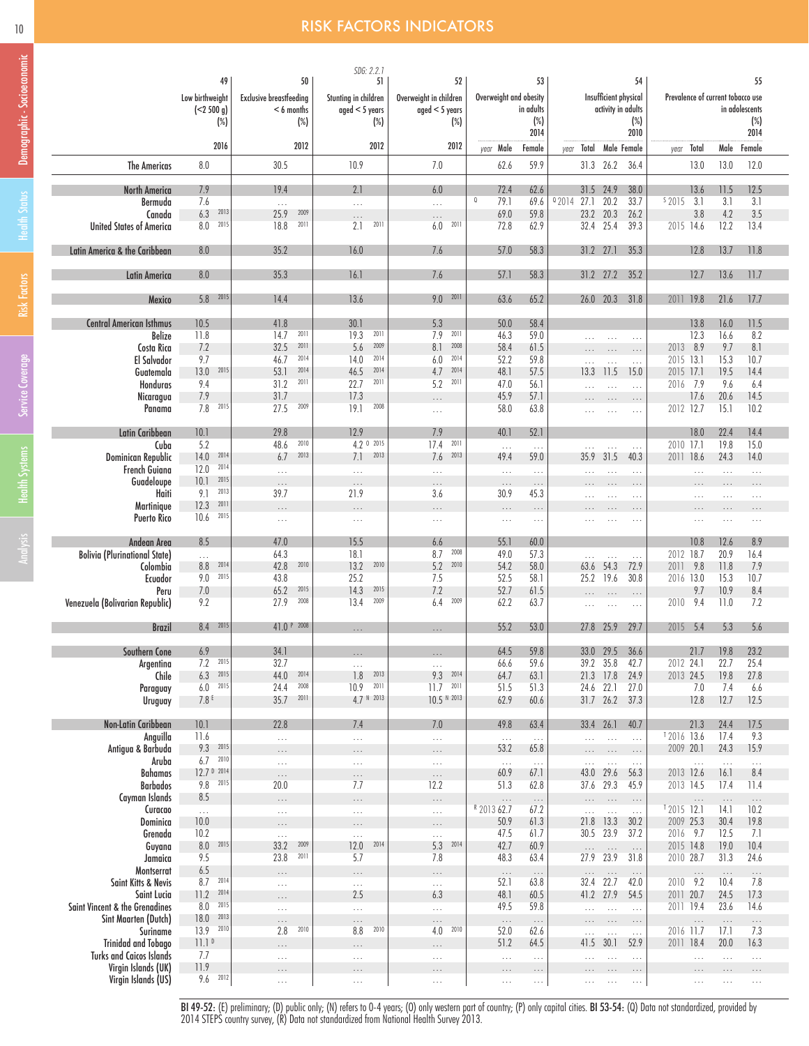# RISK FACTORS INDICATORS

| | 49 | 50 | SDG: 2.2.1 51 | 52 | 53 | | | 54 | | | | 55 | | | |
|---|---|---|---|---|---|---|---|---|---|---|---|---|---|---|---|
| | Low birthweight (<2 500 g) (%) | Exclusive breastfeeding < 6 months (%) | Stunting in children aged < 5 years (%) | Overweight in children aged < 5 years (%) | Overweight and obesity in adults (%) 2014 | | | Insufficient physical activity in adults (%) 2010 | | | | Prevalence of current tobacco use in adolescents (%) 2014 | | | |
| | 2016 | 2012 | 2012 | 2012 | year | Male | Female | year | Total | Male | Female | year | Total | Male | Female |
| **The Americas** | 8.0 | 30.5 | 10.9 | 7.0 | | 62.6 | 59.9 | | 31.3 | 26.2 | 36.4 | | 13.0 | 13.0 | 12.0 |
| **North America** | 7.9 | 19.4 | 2.1 | 6.0 | | 72.4 | 62.6 | | 31.5 | 24.9 | 38.0 | | 13.6 | 11.5 | 12.5 |
| Bermuda | 7.6 | ... | ... | ... | Q | 79.1 | 69.6 | Q 2014 | 27.1 | 20.2 | 33.7 | S 2015 | 3.1 | 3.1 | 3.1 |
| Canada | 6.3 2013 | 25.9 2009 | ... | ... | | 69.0 | 59.8 | | 23.2 | 20.3 | 26.2 | | 3.8 | 4.2 | 3.5 |
| United States of America | 8.0 2015 | 18.8 2011 | 2.1 2011 | 6.0 2011 | | 72.8 | 62.9 | | 32.4 | 25.4 | 39.3 | 2015 | 14.6 | 12.2 | 13.4 |
| **Latin America & the Caribbean** | 8.0 | 35.2 | 16.0 | 7.6 | | 57.0 | 58.3 | | 31.2 | 27.1 | 35.3 | | 12.8 | 13.7 | 11.8 |
| **Latin America** | 8.0 | 35.3 | 16.1 | 7.6 | | 57.1 | 58.3 | | 31.2 | 27.2 | 35.2 | | 12.7 | 13.6 | 11.7 |
| **Mexico** | 5.8 2015 | 14.4 | 13.6 | 9.0 2011 | | 63.6 | 65.2 | | 26.0 | 20.3 | 31.8 | 2011 | 19.8 | 21.6 | 17.7 |
| **Central American Isthmus** | 10.5 | 41.8 | 30.1 | 5.3 | | 50.0 | 58.4 | | | | | | 13.8 | 16.0 | 11.5 |
| Belize | 11.8 | 14.7 2011 | 19.3 2011 | 7.9 2011 | | 46.3 | 59.0 | | ... | ... | ... | | 12.3 | 16.6 | 8.2 |
| Costa Rica | 7.2 | 32.5 2011 | 5.6 2009 | 8.1 2008 | | 58.4 | 61.5 | | ... | ... | ... | 2013 | 8.9 | 9.7 | 8.1 |
| El Salvador | 9.7 | 46.7 2014 | 14.0 2014 | 6.0 2014 | | 52.2 | 59.8 | | ... | ... | ... | 2015 | 13.1 | 15.3 | 10.7 |
| Guatemala | 13.0 2015 | 53.1 2014 | 46.5 2014 | 4.7 2014 | | 48.1 | 57.5 | | 13.3 | 11.5 | 15.0 | 2015 | 17.1 | 19.5 | 14.4 |
| Honduras | 9.4 | 31.2 2011 | 22.7 2011 | 5.2 2011 | | 47.0 | 56.1 | | ... | ... | ... | 2016 | 7.9 | 9.6 | 6.4 |
| Nicaragua | 7.9 | 31.7 | 17.3 | ... | | 45.9 | 57.1 | | ... | ... | ... | | 17.6 | 20.6 | 14.5 |
| Panama | 7.8 2015 | 27.5 2009 | 19.1 2008 | ... | | 58.0 | 63.8 | | ... | ... | ... | 2012 | 12.7 | 15.1 | 10.2 |
| **Latin Caribbean** | 10.1 | 29.8 | 12.9 | 7.9 | | 40.1 | 52.1 | | | | | | 18.0 | 22.4 | 14.4 |
| Cuba | 5.2 | 48.6 2010 | 4.2 O 2015 | 17.4 2011 | | ... | ... | | ... | ... | ... | 2010 | 17.1 | 19.8 | 15.0 |
| Dominican Republic | 14.0 2014 | 6.7 2013 | 7.1 2013 | 7.6 2013 | | 49.4 | 59.0 | | 35.9 | 31.5 | 40.3 | 2011 | 18.6 | 24.3 | 14.0 |
| French Guiana | 12.0 2014 | ... | ... | ... | | ... | ... | | ... | ... | ... | | ... | ... | ... |
| Guadeloupe | 10.1 2015 | ... | ... | ... | | ... | ... | | ... | ... | ... | | ... | ... | ... |
| Haiti | 9.1 2013 | 39.7 | 21.9 | 3.6 | | 30.9 | 45.3 | | ... | ... | ... | | ... | ... | ... |
| Martinique | 12.3 2011 | ... | ... | ... | | ... | ... | | ... | ... | ... | | ... | ... | ... |
| Puerto Rico | 10.6 2015 | ... | ... | ... | | ... | ... | | ... | ... | ... | | ... | ... | ... |
| **Andean Area** | 8.5 | 47.0 | 15.5 | 6.6 | | 55.1 | 60.0 | | | | | | 10.8 | 12.6 | 8.9 |
| Bolivia (Plurinational State) | ... | 64.3 | 18.1 | 8.7 2008 | | 49.0 | 57.3 | | ... | ... | ... | 2012 | 18.7 | 20.9 | 16.4 |
| Colombia | 8.8 2014 | 42.8 2010 | 13.2 2010 | 5.2 2010 | | 54.2 | 58.0 | | 63.6 | 54.3 | 72.9 | 2011 | 9.8 | 11.8 | 7.9 |
| Ecuador | 9.0 2015 | 43.8 | 25.2 | 7.5 | | 52.5 | 58.1 | | 25.2 | 19.6 | 30.8 | 2016 | 13.0 | 15.3 | 10.7 |
| Peru | 7.0 | 65.2 2015 | 14.3 2015 | 7.2 | | 52.7 | 61.5 | | ... | ... | ... | | 9.7 | 10.9 | 8.4 |
| Venezuela (Bolivarian Republic) | 9.2 | 27.9 2008 | 13.4 2009 | 6.4 2009 | | 62.2 | 63.7 | | ... | ... | ... | 2010 | 9.4 | 11.0 | 7.2 |
| **Brazil** | 8.4 2015 | 41.0 P 2008 | ... | ... | | 55.2 | 53.0 | | 27.8 | 25.9 | 29.7 | 2015 | 5.4 | 5.3 | 5.6 |
| **Southern Cone** | 6.9 | 34.1 | ... | ... | | 64.5 | 59.8 | | 33.0 | 29.5 | 36.6 | | 21.7 | 19.8 | 23.2 |
| Argentina | 7.2 2015 | 32.7 | ... | ... | | 66.6 | 59.6 | | 39.2 | 35.8 | 42.7 | 2012 | 24.1 | 22.7 | 25.4 |
| Chile | 6.3 2015 | 44.0 2014 | 1.8 2013 | 9.3 2014 | | 64.7 | 63.1 | | 21.3 | 17.8 | 24.9 | 2013 | 24.5 | 19.8 | 27.8 |
| Paraguay | 6.0 2015 | 24.4 2008 | 10.9 2011 | 11.7 2011 | | 51.5 | 51.3 | | 24.6 | 22.1 | 27.0 | | 7.0 | 7.4 | 6.6 |
| Uruguay | 7.8 E | 35.7 2011 | 4.7 N 2013 | 10.5 N 2013 | | 62.9 | 60.6 | | 31.7 | 26.2 | 37.3 | | 12.8 | 12.7 | 12.5 |
| **Non-Latin Caribbean** | 10.1 | 22.8 | 7.4 | 7.0 | | 49.8 | 63.4 | | 33.4 | 26.1 | 40.7 | | 21.3 | 24.4 | 17.5 |
| Anguilla | 11.6 | ... | ... | ... | | ... | ... | | ... | ... | ... | T 2016 | 13.6 | 17.4 | 9.3 |
| Antigua & Barbuda | 9.3 2015 | ... | ... | ... | | 53.2 | 65.8 | | ... | ... | ... | 2009 | 20.1 | 24.3 | 15.9 |
| Aruba | 6.7 2010 | ... | ... | ... | | ... | ... | | ... | ... | ... | | ... | ... | ... |
| Bahamas | 12.7 D 2014 | ... | ... | ... | | 60.9 | 67.1 | | 43.0 | 29.6 | 56.3 | 2013 | 12.6 | 16.1 | 8.4 |
| Barbados | 9.8 2015 | 20.0 | 7.7 | 12.2 | | 51.3 | 62.8 | | 37.6 | 29.3 | 45.9 | 2013 | 14.5 | 17.4 | 11.4 |
| Cayman Islands | 8.5 | ... | ... | ... | | ... | ... | | ... | ... | ... | | ... | ... | ... |
| Curacao | ... | ... | ... | ... | R 2013 | 62.7 | 67.2 | | ... | ... | ... | T 2015 | 12.1 | 14.1 | 10.2 |
| Dominica | 10.0 | ... | ... | ... | | 50.9 | 61.3 | | 21.8 | 13.3 | 30.2 | 2009 | 25.3 | 30.4 | 19.8 |
| Grenada | 10.2 | ... | ... | ... | | 47.5 | 61.7 | | 30.5 | 23.9 | 37.2 | 2016 | 9.7 | 12.5 | 7.1 |
| Guyana | 8.0 2015 | 33.2 2009 | 12.0 2014 | 5.3 2014 | | 42.7 | 60.9 | | ... | ... | ... | 2015 | 14.8 | 19.0 | 10.4 |
| Jamaica | 9.5 | 23.8 2011 | 5.7 | 7.8 | | 48.3 | 63.4 | | 27.9 | 23.9 | 31.8 | 2010 | 28.7 | 31.3 | 24.6 |
| Montserrat | 6.5 | ... | ... | ... | | ... | ... | | ... | ... | ... | | ... | ... | ... |
| Saint Kitts & Nevis | 8.7 2014 | ... | ... | ... | | 52.1 | 63.8 | | 32.4 | 22.7 | 42.0 | 2010 | 9.2 | 10.4 | 7.8 |
| Saint Lucia | 11.2 2014 | ... | 2.5 | 6.3 | | 48.1 | 60.5 | | 41.2 | 27.9 | 54.5 | 2011 | 20.7 | 24.5 | 17.3 |
| Saint Vincent & the Grenadines | 8.0 2015 | ... | ... | ... | | 49.5 | 59.8 | | ... | ... | ... | 2011 | 19.4 | 23.6 | 14.6 |
| Sint Maarten (Dutch) | 18.0 2013 | ... | ... | ... | | ... | ... | | ... | ... | ... | | ... | ... | ... |
| Suriname | 13.9 2010 | 2.8 2010 | 8.8 2010 | 4.0 2010 | | 52.0 | 62.6 | | ... | ... | ... | 2016 | 11.7 | 17.1 | 7.3 |
| Trinidad and Tobago | 11.1 D | ... | ... | ... | | 51.2 | 64.5 | | 41.5 | 30.1 | 52.9 | 2011 | 18.4 | 20.0 | 16.3 |
| Turks and Caicos Islands | 7.7 | ... | ... | ... | | ... | ... | | ... | ... | ... | | ... | ... | ... |
| Virgin Islands (UK) | 11.9 | ... | ... | ... | | ... | ... | | ... | ... | ... | | ... | ... | ... |
| Virgin Islands (US) | 9.6 2012 | ... | ... | ... | | ... | ... | | ... | ... | ... | | ... | ... | ... |

**BI 49-52:** (E) preliminary; (D) public only; (N) refers to 0-4 years; (O) only western part of country; (P) only capital cities. **BI 53-54:** (Q) Data not standardized, provided by 2014 STEPS country survey, (R) Data not standardized from National Health Survey 2013.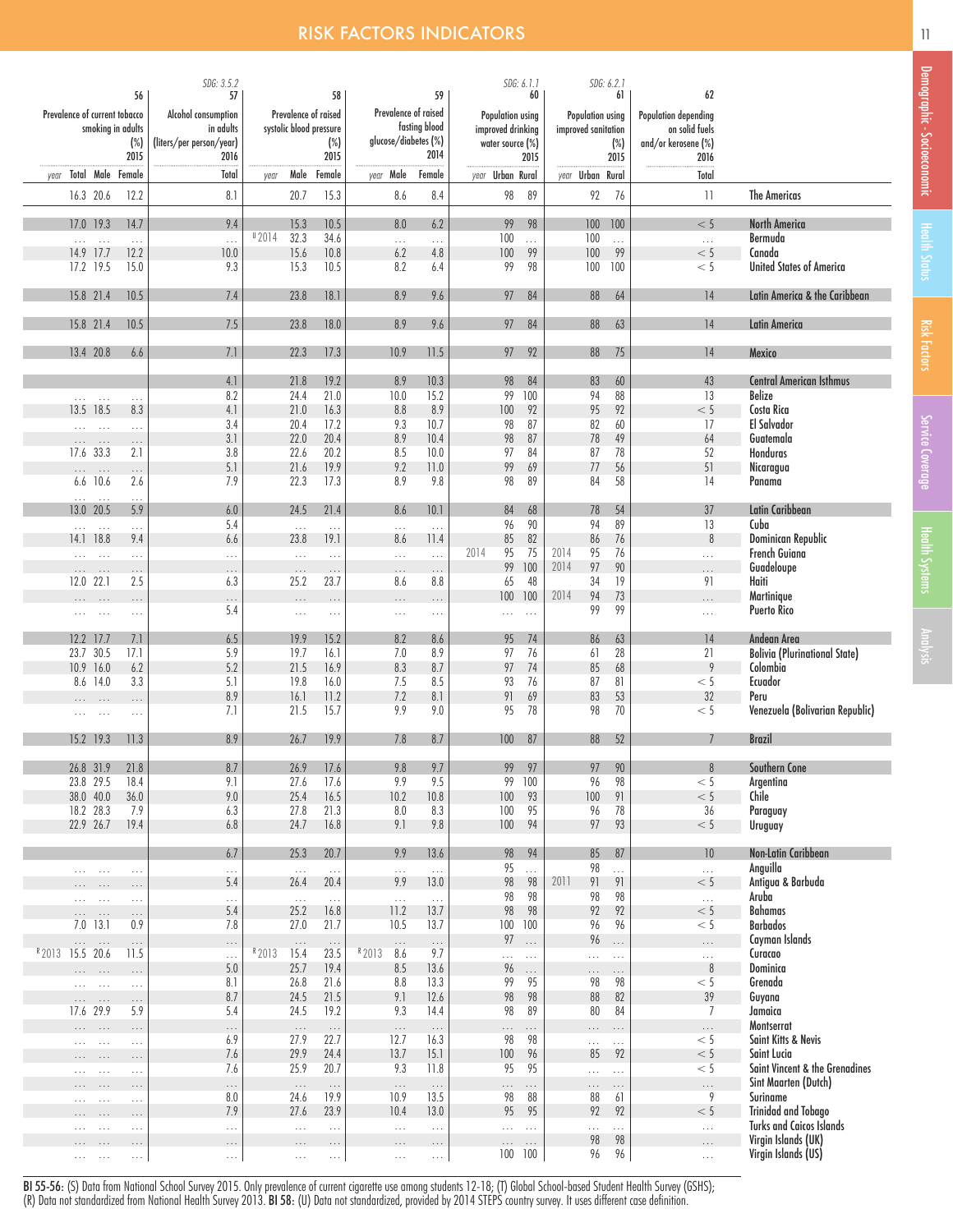# RISK FACTORS INDICATORS

| | 56 | | | 57 | 58 | | | 59 | | | 60 | | | 61 | | | 62 | |
|---|---|---|---|---|---|---|---|---|---|---|---|---|---|---|---|---|---|---|
| | Prevalence of current tobacco smoking in adults (%) 2015 | | | SDG: 3.5.2 Alcohol consumption in adults (liters/per person/year) 2016 | Prevalence of raised systolic blood pressure (%) 2015 | | | Prevalence of raised fasting blood glucose/diabetes (%) 2014 | | | SDG: 6.1.1 Population using improved drinking water source (%) 2015 | | | SDG: 6.2.1 Population using improved sanitation (%) 2015 | | | Population depending on solid fuels and/or kerosene (%) 2016 | |
| year | Total | Male | Female | Total | year | Male | Female | year | Male | Female | year | Urban | Rural | year | Urban | Rural | Total | |
| | 16.3 | 20.6 | 12.2 | 8.1 | | 20.7 | 15.3 | | 8.6 | 8.4 | | 98 | 89 | | 92 | 76 | 11 | The Americas |
| | 17.0 | 19.3 | 14.7 | 9.4 | | 15.3 | 10.5 | | 8.0 | 6.2 | | 99 | 98 | | 100 | 100 | < 5 | North America |
| | ... | ... | ... | ... | U 2014 | 32.3 | 34.6 | | ... | ... | | 100 | ... | | 100 | ... | ... | Bermuda |
| | 14.9 | 17.7 | 12.2 | 10.0 | | 15.6 | 10.8 | | 6.2 | 4.8 | | 100 | 99 | | 100 | 99 | < 5 | Canada |
| | 17.2 | 19.5 | 15.0 | 9.3 | | 15.3 | 10.5 | | 8.2 | 6.4 | | 99 | 98 | | 100 | 100 | < 5 | United States of America |
| | 15.8 | 21.4 | 10.5 | 7.4 | | 23.8 | 18.1 | | 8.9 | 9.6 | | 97 | 84 | | 88 | 64 | 14 | Latin America & the Caribbean |
| | 15.8 | 21.4 | 10.5 | 7.5 | | 23.8 | 18.0 | | 8.9 | 9.6 | | 97 | 84 | | 88 | 63 | 14 | Latin America |
| | 13.4 | 20.8 | 6.6 | 7.1 | | 22.3 | 17.3 | | 10.9 | 11.5 | | 97 | 92 | | 88 | 75 | 14 | Mexico |
| | | | | 4.1 | | 21.8 | 19.2 | | 8.9 | 10.3 | | 98 | 84 | | 83 | 60 | 43 | Central American Isthmus |
| | ... | ... | ... | 8.2 | | 24.4 | 21.0 | | 10.0 | 15.2 | | 99 | 100 | | 94 | 88 | 13 | Belize |
| | 13.5 | 18.5 | 8.3 | 4.1 | | 21.0 | 16.3 | | 8.8 | 8.9 | | 100 | 92 | | 95 | 92 | < 5 | Costa Rica |
| | ... | ... | ... | 3.4 | | 20.4 | 17.2 | | 9.3 | 10.7 | | 98 | 87 | | 82 | 60 | 17 | El Salvador |
| | ... | ... | ... | 3.1 | | 22.0 | 20.4 | | 8.9 | 10.4 | | 98 | 87 | | 78 | 49 | 64 | Guatemala |
| | 17.6 | 33.3 | 2.1 | 3.8 | | 22.6 | 20.2 | | 8.5 | 10.0 | | 97 | 84 | | 87 | 78 | 52 | Honduras |
| | ... | ... | ... | 5.1 | | 21.6 | 19.9 | | 9.2 | 11.0 | | 99 | 69 | | 77 | 56 | 51 | Nicaragua |
| | 6.6 | 10.6 | 2.6 | 7.9 | | 22.3 | 17.3 | | 8.9 | 9.8 | | 98 | 89 | | 84 | 58 | 14 | Panama |
| | 13.0 | 20.5 | 5.9 | 6.0 | | 24.5 | 21.4 | | 8.6 | 10.1 | | 84 | 68 | | 78 | 54 | 37 | Latin Caribbean |
| | ... | ... | ... | 5.4 | | ... | ... | | ... | ... | | 96 | 90 | | 94 | 89 | 13 | Cuba |
| | 14.1 | 18.8 | 9.4 | 6.6 | | 23.8 | 19.1 | | 8.6 | 11.4 | | 85 | 82 | | 86 | 76 | 8 | Dominican Republic |
| | ... | ... | ... | ... | | ... | ... | | ... | ... | 2014 | 95 | 75 | 2014 | 95 | 76 | ... | French Guiana |
| | ... | ... | ... | ... | | ... | ... | | ... | ... | | 99 | 100 | 2014 | 97 | 90 | ... | Guadeloupe |
| | 12.0 | 22.1 | 2.5 | 6.3 | | 25.2 | 23.7 | | 8.6 | 8.8 | | 65 | 48 | | 34 | 19 | 91 | Haiti |
| | ... | ... | ... | ... | | ... | ... | | ... | ... | | 100 | 100 | 2014 | 94 | 73 | ... | Martinique |
| | ... | ... | ... | 5.4 | | ... | ... | | ... | ... | | ... | ... | | 99 | 99 | ... | Puerto Rico |
| | 12.2 | 17.7 | 7.1 | 6.5 | | 19.9 | 15.2 | | 8.2 | 8.6 | | 95 | 74 | | 86 | 63 | 14 | Andean Area |
| | 23.7 | 30.5 | 17.1 | 5.9 | | 19.7 | 16.1 | | 7.0 | 8.9 | | 97 | 76 | | 61 | 28 | 21 | Bolivia (Plurinational State) |
| | 10.9 | 16.0 | 6.2 | 5.2 | | 21.5 | 16.9 | | 8.3 | 8.7 | | 97 | 74 | | 85 | 68 | 9 | Colombia |
| | 8.6 | 14.0 | 3.3 | 5.1 | | 19.8 | 16.0 | | 7.5 | 8.5 | | 93 | 76 | | 87 | 81 | < 5 | Ecuador |
| | ... | ... | ... | 8.9 | | 16.1 | 11.2 | | 7.2 | 8.1 | | 91 | 69 | | 83 | 53 | 32 | Peru |
| | ... | ... | ... | 7.1 | | 21.5 | 15.7 | | 9.9 | 9.0 | | 95 | 78 | | 98 | 70 | < 5 | Venezuela (Bolivarian Republic) |
| | 15.2 | 19.3 | 11.3 | 8.9 | | 26.7 | 19.9 | | 7.8 | 8.7 | | 100 | 87 | | 88 | 52 | 7 | Brazil |
| | 26.8 | 31.9 | 21.8 | 8.7 | | 26.9 | 17.6 | | 9.8 | 9.7 | | 99 | 97 | | 97 | 90 | 8 | Southern Cone |
| | 23.8 | 29.5 | 18.4 | 9.1 | | 27.6 | 17.6 | | 9.9 | 9.5 | | 99 | 100 | | 96 | 98 | < 5 | Argentina |
| | 38.0 | 40.0 | 36.0 | 9.0 | | 25.4 | 16.5 | | 10.2 | 10.8 | | 100 | 93 | | 100 | 91 | < 5 | Chile |
| | 18.2 | 28.3 | 7.9 | 6.3 | | 27.8 | 21.3 | | 8.0 | 8.3 | | 100 | 95 | | 96 | 78 | 36 | Paraguay |
| | 22.9 | 26.7 | 19.4 | 6.8 | | 24.7 | 16.8 | | 9.1 | 9.8 | | 100 | 94 | | 97 | 93 | < 5 | Uruguay |
| | | | | 6.7 | | 25.3 | 20.7 | | 9.9 | 13.6 | | 98 | 94 | | 85 | 87 | 10 | Non-Latin Caribbean |
| | ... | ... | ... | ... | | ... | ... | | ... | ... | | 95 | ... | | 98 | ... | ... | Anguilla |
| | ... | ... | ... | 5.4 | | 26.4 | 20.4 | | 9.9 | 13.0 | | 98 | 98 | 2011 | 91 | 91 | < 5 | Antigua & Barbuda |
| | ... | ... | ... | ... | | ... | ... | | ... | ... | | 98 | 98 | | 98 | 98 | ... | Aruba |
| | ... | ... | ... | 5.4 | | 25.2 | 16.8 | | 11.2 | 13.7 | | 98 | 98 | | 92 | 92 | < 5 | Bahamas |
| | 7.0 | 13.1 | 0.9 | 7.8 | | 27.0 | 21.7 | | 10.5 | 13.7 | | 100 | 100 | | 96 | 96 | < 5 | Barbados |
| | ... | ... | ... | ... | | ... | ... | | ... | ... | | 97 | ... | | 96 | ... | ... | Cayman Islands |
| R 2013 | 15.5 | 20.6 | 11.5 | ... | R 2013 | 15.4 | 23.5 | R 2013 | 8.6 | 9.7 | | ... | ... | | ... | ... | ... | Curacao |
| | ... | ... | ... | 5.0 | | 25.7 | 19.4 | | 8.5 | 13.6 | | 96 | ... | | ... | ... | 8 | Dominica |
| | ... | ... | ... | 8.1 | | 26.8 | 21.6 | | 8.8 | 13.3 | | 99 | 95 | | 98 | 98 | < 5 | Grenada |
| | ... | ... | ... | 8.7 | | 24.5 | 21.5 | | 9.1 | 12.6 | | 98 | 98 | | 88 | 82 | 39 | Guyana |
| | 17.6 | 29.9 | 5.9 | 5.4 | | 24.5 | 19.2 | | 9.3 | 14.4 | | 98 | 89 | | 80 | 84 | 7 | Jamaica |
| | ... | ... | ... | ... | | ... | ... | | ... | ... | | ... | ... | | ... | ... | ... | Montserrat |
| | ... | ... | ... | 6.9 | | 27.9 | 22.7 | | 12.7 | 16.3 | | 98 | 98 | | ... | ... | < 5 | Saint Kitts & Nevis |
| | ... | ... | ... | 7.6 | | 29.9 | 24.4 | | 13.7 | 15.1 | | 100 | 96 | | 85 | 92 | < 5 | Saint Lucia |
| | ... | ... | ... | 7.6 | | 25.9 | 20.7 | | 9.3 | 11.8 | | 95 | 95 | | ... | ... | < 5 | Saint Vincent & the Grenadines |
| | ... | ... | ... | ... | | ... | ... | | ... | ... | | ... | ... | | ... | ... | ... | Sint Maarten (Dutch) |
| | ... | ... | ... | 8.0 | | 24.6 | 19.9 | | 10.9 | 13.5 | | 98 | 88 | | 88 | 61 | 9 | Suriname |
| | ... | ... | ... | 7.9 | | 27.6 | 23.9 | | 10.4 | 13.0 | | 95 | 95 | | 92 | 92 | < 5 | Trinidad and Tobago |
| | ... | ... | ... | ... | | ... | ... | | ... | ... | | ... | ... | | ... | ... | ... | Turks and Caicos Islands |
| | ... | ... | ... | ... | | ... | ... | | ... | ... | | ... | ... | | 98 | 98 | ... | Virgin Islands (UK) |
| | ... | ... | ... | ... | | ... | ... | | ... | ... | | 100 | 100 | | 96 | 96 | ... | Virgin Islands (US) |

**BI 55-56:** (S) Data from National School Survey 2015. Only prevalence of current cigarette use among students 12-18; (T) Global School-based Student Health Survey (GSHS); (R) Data not standardized from National Health Survey 2013. **BI 58:** (U) Data not standardized, provided by 2014 STEPS country survey. It uses different case definition.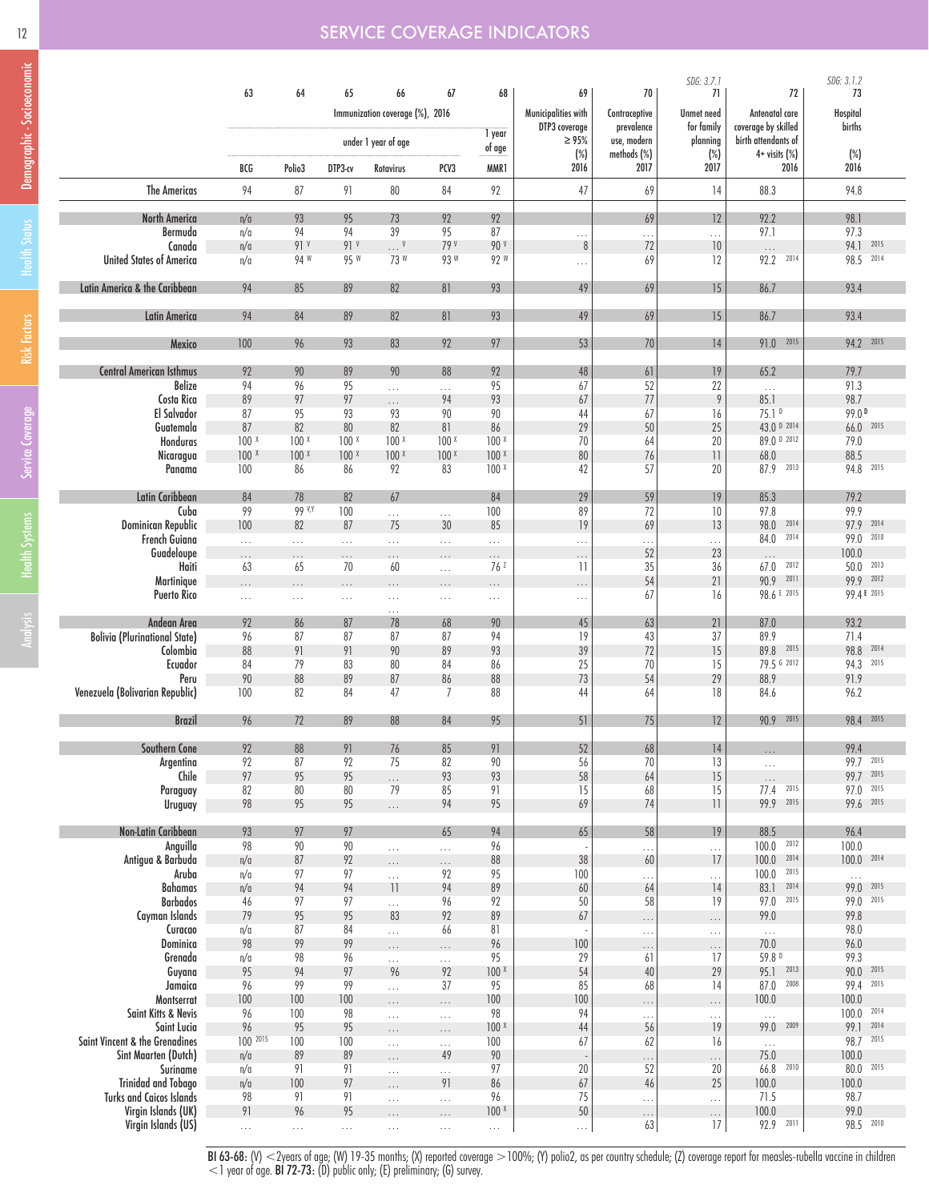# SERVICE COVERAGE INDICATORS

| | 63 | 64 | 65 | 66 | 67 | 68 | 69 | 70 | 71 (SDG: 3.7.1) | 72 | 73 (SDG: 3.1.2) |
|---|---|---|---|---|---|---|---|---|---|---|---|
| | Immunization coverage (%), 2016 | | | | | | Municipalities with DTP3 coverage ≥ 95% (%) | Contraceptive prevalence use, modern methods (%) | Unmet need for family planning (%) | Antenatal care coverage by skilled birth attendants of 4+ visits (%) | Hospital births (%) |
| | under 1 year of age | | | | | 1 year of age | | | | | |
| | BCG | Polio3 | DTP3-cv | Rotavirus | PCV3 | MMR1 | 2016 | 2017 | 2017 | 2016 | 2016 |
| **The Americas** | 94 | 87 | 91 | 80 | 84 | 92 | 47 | 69 | 14 | 88.3 | 94.8 |
| **North America** | n/a | 93 | 95 | 73 | 92 | 92 | | 69 | 12 | 92.2 | 98.1 |
| Bermuda | n/a | 94 | 94 | 39 | 95 | 87 | ... | ... | ... | 97.1 | 97.3 |
| Canada | n/a | 91 V | 91 V | ... V | 79 V | 90 V | 8 | 72 | 10 | ... | 94.1 2015 |
| United States of America | n/a | 94 W | 95 W | 73 W | 93 W | 92 W | ... | 69 | 12 | 92.2 2014 | 98.5 2014 |
| **Latin America & the Caribbean** | 94 | 85 | 89 | 82 | 81 | 93 | 49 | 69 | 15 | 86.7 | 93.4 |
| **Latin America** | 94 | 84 | 89 | 82 | 81 | 93 | 49 | 69 | 15 | 86.7 | 93.4 |
| **Mexico** | 100 | 96 | 93 | 83 | 92 | 97 | 53 | 70 | 14 | 91.0 2015 | 94.2 2015 |
| **Central American Isthmus** | 92 | 90 | 89 | 90 | 88 | 92 | 48 | 61 | 19 | 65.2 | 79.7 |
| Belize | 94 | 96 | 95 | ... | ... | 95 | 67 | 52 | 22 | ... | 91.3 |
| Costa Rica | 89 | 97 | 97 | ... | 94 | 93 | 67 | 77 | 9 | 85.1 | 98.7 |
| El Salvador | 87 | 95 | 93 | 93 | 90 | 90 | 44 | 67 | 16 | 75.1 D | 99.0 D |
| Guatemala | 87 | 82 | 80 | 82 | 81 | 86 | 29 | 50 | 25 | 43.0 D 2014 | 66.0 2015 |
| Honduras | 100 X | 100 X | 100 X | 100 X | 100 X | 100 X | 70 | 64 | 20 | 89.0 D 2012 | 79.0 |
| Nicaragua | 100 X | 100 X | 100 X | 100 X | 100 X | 100 X | 80 | 76 | 11 | 68.0 | 88.5 |
| Panama | 100 | 86 | 86 | 92 | 83 | 100 X | 42 | 57 | 20 | 87.9 2013 | 94.8 2015 |
| **Latin Caribbean** | 84 | 78 | 82 | 67 | | 84 | 29 | 59 | 19 | 85.3 | 79.2 |
| Cuba | 99 | 99 V,Y | 100 | ... | ... | 100 | 89 | 72 | 10 | 97.8 | 99.9 |
| Dominican Republic | 100 | 82 | 87 | 75 | 30 | 85 | 19 | 69 | 13 | 98.0 2014 | 97.9 2014 |
| French Guiana | ... | ... | ... | ... | ... | ... | ... | ... | ... | 84.0 2014 | 99.0 2010 |
| Guadeloupe | ... | ... | ... | ... | ... | ... | ... | 52 | 23 | ... | 100.0 |
| Haiti | 63 | 65 | 70 | 60 | ... | 76 Z | 11 | 35 | 36 | 67.0 2012 | 50.0 2013 |
| Martinique | ... | ... | ... | ... | ... | ... | ... | 54 | 21 | 90.9 2011 | 99.9 2012 |
| Puerto Rico | ... | ... | ... | ... | ... | ... | ... | 67 | 16 | 98.6 E 2015 | 99.4 E 2015 |
| **Andean Area** | 92 | 86 | 87 | 78 | 68 | 90 | 45 | 63 | 21 | 87.0 | 93.2 |
| Bolivia (Plurinational State) | 96 | 87 | 87 | 87 | 87 | 94 | 19 | 43 | 37 | 89.9 | 71.4 |
| Colombia | 88 | 91 | 91 | 90 | 89 | 93 | 39 | 72 | 15 | 89.8 2015 | 98.8 2014 |
| Ecuador | 84 | 79 | 83 | 80 | 84 | 86 | 25 | 70 | 15 | 79.5 G 2012 | 94.3 2015 |
| Peru | 90 | 88 | 89 | 87 | 86 | 88 | 73 | 54 | 29 | 88.9 | 91.9 |
| Venezuela (Bolivarian Republic) | 100 | 82 | 84 | 47 | 7 | 88 | 44 | 64 | 18 | 84.6 | 96.2 |
| **Brazil** | 96 | 72 | 89 | 88 | 84 | 95 | 51 | 75 | 12 | 90.9 2015 | 98.4 2015 |
| **Southern Cone** | 92 | 88 | 91 | 76 | 85 | 91 | 52 | 68 | 14 | ... | 99.4 |
| Argentina | 92 | 87 | 92 | 75 | 82 | 90 | 56 | 70 | 13 | ... | 99.7 2015 |
| Chile | 97 | 95 | 95 | ... | 93 | 93 | 58 | 64 | 15 | ... | 99.7 2015 |
| Paraguay | 82 | 80 | 80 | 79 | 85 | 91 | 15 | 68 | 15 | 77.4 2015 | 97.0 2015 |
| Uruguay | 98 | 95 | 95 | ... | 94 | 95 | 69 | 74 | 11 | 99.9 2015 | 99.6 2015 |
| **Non-Latin Caribbean** | 93 | 97 | 97 | | 65 | 94 | 65 | 58 | 19 | 88.5 | 96.4 |
| Anguilla | 98 | 90 | 90 | ... | ... | 96 | - | ... | ... | 100.0 2012 | 100.0 |
| Antigua & Barbuda | n/a | 87 | 92 | ... | ... | 88 | 38 | 60 | 17 | 100.0 2014 | 100.0 2014 |
| Aruba | n/a | 97 | 97 | ... | 92 | 95 | 100 | ... | ... | 100.0 2015 | ... |
| Bahamas | n/a | 94 | 94 | 11 | 94 | 89 | 60 | 64 | 14 | 83.1 2014 | 99.0 2015 |
| Barbados | 46 | 97 | 97 | ... | 96 | 92 | 50 | 58 | 19 | 97.0 2015 | 99.0 2015 |
| Cayman Islands | 79 | 95 | 95 | 83 | 92 | 89 | 67 | ... | ... | 99.0 | 99.8 |
| Curacao | n/a | 87 | 84 | ... | 66 | 81 | - | ... | ... | ... | 98.0 |
| Dominica | 98 | 99 | 99 | ... | ... | 96 | 100 | ... | ... | 70.0 | 96.0 |
| Grenada | n/a | 98 | 96 | ... | ... | 95 | 29 | 61 | 17 | 59.8 D | 99.3 |
| Guyana | 95 | 94 | 97 | 96 | 92 | 100 X | 54 | 40 | 29 | 95.1 2013 | 90.0 2015 |
| Jamaica | 96 | 99 | 99 | ... | 37 | 95 | 85 | 68 | 14 | 87.0 2008 | 99.4 2015 |
| Montserrat | 100 | 100 | 100 | ... | ... | 100 | 100 | ... | ... | 100.0 | 100.0 |
| Saint Kitts & Nevis | 96 | 100 | 98 | ... | ... | 98 | 94 | ... | ... | ... | 100.0 2014 |
| Saint Lucia | 96 | 95 | 95 | ... | ... | 100 X | 44 | 56 | 19 | 99.0 2009 | 99.1 2014 |
| Saint Vincent & the Grenadines | 100 2015 | 100 | 100 | ... | ... | 100 | 67 | 62 | 16 | ... | 98.7 2015 |
| Sint Maarten (Dutch) | n/a | 89 | 89 | ... | 49 | 90 | - | ... | ... | 75.0 | 100.0 |
| Suriname | n/a | 91 | 91 | ... | ... | 97 | 20 | 52 | 20 | 66.8 2010 | 80.0 2015 |
| Trinidad and Tobago | n/a | 100 | 97 | ... | 91 | 86 | 67 | 46 | 25 | 100.0 | 100.0 |
| Turks and Caicos Islands | 98 | 91 | 91 | ... | ... | 96 | 75 | ... | ... | 71.5 | 98.7 |
| Virgin Islands (UK) | 91 | 96 | 95 | ... | ... | 100 X | 50 | ... | ... | 100.0 | 99.0 |
| Virgin Islands (US) | ... | ... | ... | ... | ... | ... | ... | 63 | 17 | 92.9 2011 | 98.5 2010 |

**BI 63-68:** (V) <2years of age; (W) 19-35 months; (X) reported coverage >100%; (Y) polio2, as per country schedule; (Z) coverage report for measles-rubella vaccine in children <1 year of age. **BI 72-73:** (D) public only; (E) preliminary; (G) survey.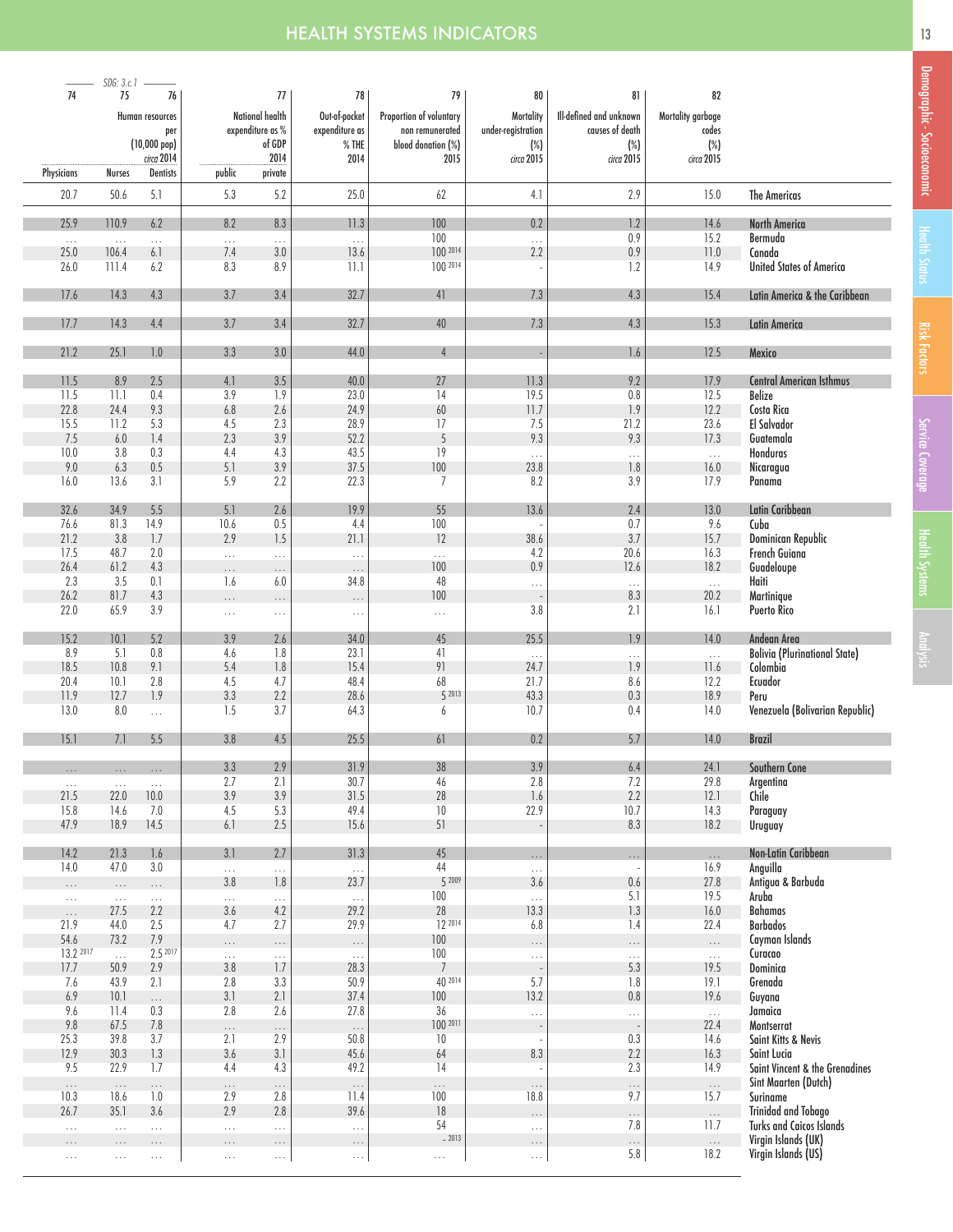# HEALTH SYSTEMS INDICATORS

| 74 | 75 (SDG: 3.c.1) | 76 | 77 | | 78 | 79 | 80 | 81 | 82 | |
|---|---|---|---|---|---|---|---|---|---|---|
| Human resources per (10,000 pop) *circa* 2014 | | | National health expenditure as % of GDP 2014 | | Out-of-pocket expenditure as % THE 2014 | Proportion of voluntary non remunerated blood donation (%) 2015 | Mortality under-registration (%) *circa* 2015 | Ill-defined and unknown causes of death (%) *circa* 2015 | Mortality garbage codes (%) *circa* 2015 | |
| Physicians | Nurses | Dentists | public | private | | | | | | |
| 20.7 | 50.6 | 5.1 | 5.3 | 5.2 | 25.0 | 62 | 4.1 | 2.9 | 15.0 | The Americas |
| 25.9 | 110.9 | 6.2 | 8.2 | 8.3 | 11.3 | 100 | 0.2 | 1.2 | 14.6 | North America |
| ... | ... | ... | ... | ... | ... | 100 | ... | 0.9 | 15.2 | Bermuda |
| 25.0 | 106.4 | 6.1 | 7.4 | 3.0 | 13.6 | 100 [2014] | 2.2 | 0.9 | 11.0 | Canada |
| 26.0 | 111.4 | 6.2 | 8.3 | 8.9 | 11.1 | 100 [2014] | - | 1.2 | 14.9 | United States of America |
| 17.6 | 14.3 | 4.3 | 3.7 | 3.4 | 32.7 | 41 | 7.3 | 4.3 | 15.4 | Latin America & the Caribbean |
| 17.7 | 14.3 | 4.4 | 3.7 | 3.4 | 32.7 | 40 | 7.3 | 4.3 | 15.3 | Latin America |
| 21.2 | 25.1 | 1.0 | 3.3 | 3.0 | 44.0 | 4 | - | 1.6 | 12.5 | Mexico |
| 11.5 | 8.9 | 2.5 | 4.1 | 3.5 | 40.0 | 27 | 11.3 | 9.2 | 17.9 | Central American Isthmus |
| 11.5 | 11.1 | 0.4 | 3.9 | 1.9 | 23.0 | 14 | 19.5 | 0.8 | 12.5 | Belize |
| 22.8 | 24.4 | 9.3 | 6.8 | 2.6 | 24.9 | 60 | 11.7 | 1.9 | 12.2 | Costa Rica |
| 15.5 | 11.2 | 5.3 | 4.5 | 2.3 | 28.9 | 17 | 7.5 | 21.2 | 23.6 | El Salvador |
| 7.5 | 6.0 | 1.4 | 2.3 | 3.9 | 52.2 | 5 | 9.3 | 9.3 | 17.3 | Guatemala |
| 10.0 | 3.8 | 0.3 | 4.4 | 4.3 | 43.5 | 19 | ... | ... | ... | Honduras |
| 9.0 | 6.3 | 0.5 | 5.1 | 3.9 | 37.5 | 100 | 23.8 | 1.8 | 16.0 | Nicaragua |
| 16.0 | 13.6 | 3.1 | 5.9 | 2.2 | 22.3 | 7 | 8.2 | 3.9 | 17.9 | Panama |
| 32.6 | 34.9 | 5.5 | 5.1 | 2.6 | 19.9 | 55 | 13.6 | 2.4 | 13.0 | Latin Caribbean |
| 76.6 | 81.3 | 14.9 | 10.6 | 0.5 | 4.4 | 100 | - | 0.7 | 9.6 | Cuba |
| 21.2 | 3.8 | 1.7 | 2.9 | 1.5 | 21.1 | 12 | 38.6 | 3.7 | 15.7 | Dominican Republic |
| 17.5 | 48.7 | 2.0 | ... | ... | ... | ... | 4.2 | 20.6 | 16.3 | French Guiana |
| 26.4 | 61.2 | 4.3 | ... | ... | ... | 100 | 0.9 | 12.6 | 18.2 | Guadeloupe |
| 2.3 | 3.5 | 0.1 | 1.6 | 6.0 | 34.8 | 48 | ... | ... | ... | Haiti |
| 26.2 | 81.7 | 4.3 | ... | ... | ... | 100 | - | 8.3 | 20.2 | Martinique |
| 22.0 | 65.9 | 3.9 | ... | ... | ... | ... | 3.8 | 2.1 | 16.1 | Puerto Rico |
| 15.2 | 10.1 | 5.2 | 3.9 | 2.6 | 34.0 | 45 | 25.5 | 1.9 | 14.0 | Andean Area |
| 8.9 | 5.1 | 0.8 | 4.6 | 1.8 | 23.1 | 41 | ... | ... | ... | Bolivia (Plurinational State) |
| 18.5 | 10.8 | 9.1 | 5.4 | 1.8 | 15.4 | 91 | 24.7 | 1.9 | 11.6 | Colombia |
| 20.4 | 10.1 | 2.8 | 4.5 | 4.7 | 48.4 | 68 | 21.7 | 8.6 | 12.2 | Ecuador |
| 11.9 | 12.7 | 1.9 | 3.3 | 2.2 | 28.6 | 5 [2013] | 43.3 | 0.3 | 18.9 | Peru |
| 13.0 | 8.0 | ... | 1.5 | 3.7 | 64.3 | 6 | 10.7 | 0.4 | 14.0 | Venezuela (Bolivarian Republic) |
| 15.1 | 7.1 | 5.5 | 3.8 | 4.5 | 25.5 | 61 | 0.2 | 5.7 | 14.0 | Brazil |
| ... | ... | ... | 3.3 | 2.9 | 31.9 | 38 | 3.9 | 6.4 | 24.1 | Southern Cone |
| ... | ... | ... | 2.7 | 2.1 | 30.7 | 46 | 2.8 | 7.2 | 29.8 | Argentina |
| 21.5 | 22.0 | 10.0 | 3.9 | 3.9 | 31.5 | 28 | 1.6 | 2.2 | 12.1 | Chile |
| 15.8 | 14.6 | 7.0 | 4.5 | 5.3 | 49.4 | 10 | 22.9 | 10.7 | 14.3 | Paraguay |
| 47.9 | 18.9 | 14.5 | 6.1 | 2.5 | 15.6 | 51 | - | 8.3 | 18.2 | Uruguay |
| 14.2 | 21.3 | 1.6 | 3.1 | 2.7 | 31.3 | 45 | ... | ... | ... | Non-Latin Caribbean |
| 14.0 | 47.0 | 3.0 | ... | ... | ... | 44 | ... | - | 16.9 | Anguilla |
| ... | ... | ... | 3.8 | 1.8 | 23.7 | 5 [2009] | 3.6 | 0.6 | 27.8 | Antigua & Barbuda |
| ... | ... | ... | ... | ... | ... | 100 | ... | 5.1 | 19.5 | Aruba |
| ... | 27.5 | 2.2 | 3.6 | 4.2 | 29.2 | 28 | 13.3 | 1.3 | 16.0 | Bahamas |
| 21.9 | 44.0 | 2.5 | 4.7 | 2.7 | 29.9 | 12 [2014] | 6.8 | 1.4 | 22.4 | Barbados |
| 54.6 | 73.2 | 7.9 | ... | ... | ... | 100 | ... | ... | ... | Cayman Islands |
| 13.2 [2017] | ... | 2.5 [2017] | ... | ... | ... | 100 | ... | ... | ... | Curacao |
| 17.7 | 50.9 | 2.9 | 3.8 | 1.7 | 28.3 | 7 | - | 5.3 | 19.5 | Dominica |
| 7.6 | 43.9 | 2.1 | 2.8 | 3.3 | 50.9 | 40 [2014] | 5.7 | 1.8 | 19.1 | Grenada |
| 6.9 | 10.1 | ... | 3.1 | 2.1 | 37.4 | 100 | 13.2 | 0.8 | 19.6 | Guyana |
| 9.6 | 11.4 | 0.3 | 2.8 | 2.6 | 27.8 | 36 | ... | ... | ... | Jamaica |
| 9.8 | 67.5 | 7.8 | ... | ... | ... | 100 [2011] | - | - | 22.4 | Montserrat |
| 25.3 | 39.8 | 3.7 | 2.1 | 2.9 | 50.8 | 10 | - | 0.3 | 14.6 | Saint Kitts & Nevis |
| 12.9 | 30.3 | 1.3 | 3.6 | 3.1 | 45.6 | 64 | 8.3 | 2.2 | 16.3 | Saint Lucia |
| 9.5 | 22.9 | 1.7 | 4.4 | 4.3 | 49.2 | 14 | - | 2.3 | 14.9 | Saint Vincent & the Grenadines |
| ... | ... | ... | ... | ... | ... | ... | ... | ... | ... | Sint Maarten (Dutch) |
| 10.3 | 18.6 | 1.0 | 2.9 | 2.8 | 11.4 | 100 | 18.8 | 9.7 | 15.7 | Suriname |
| 26.7 | 35.1 | 3.6 | 2.9 | 2.8 | 39.6 | 18 | ... | ... | ... | Trinidad and Tobago |
| ... | ... | ... | ... | ... | ... | 54 | ... | 7.8 | 11.7 | Turks and Caicos Islands |
| ... | ... | ... | ... | ... | ... | - [2013] | ... | ... | ... | Virgin Islands (UK) |
| ... | ... | ... | ... | ... | ... | ... | ... | 5.8 | 18.2 | Virgin Islands (US) |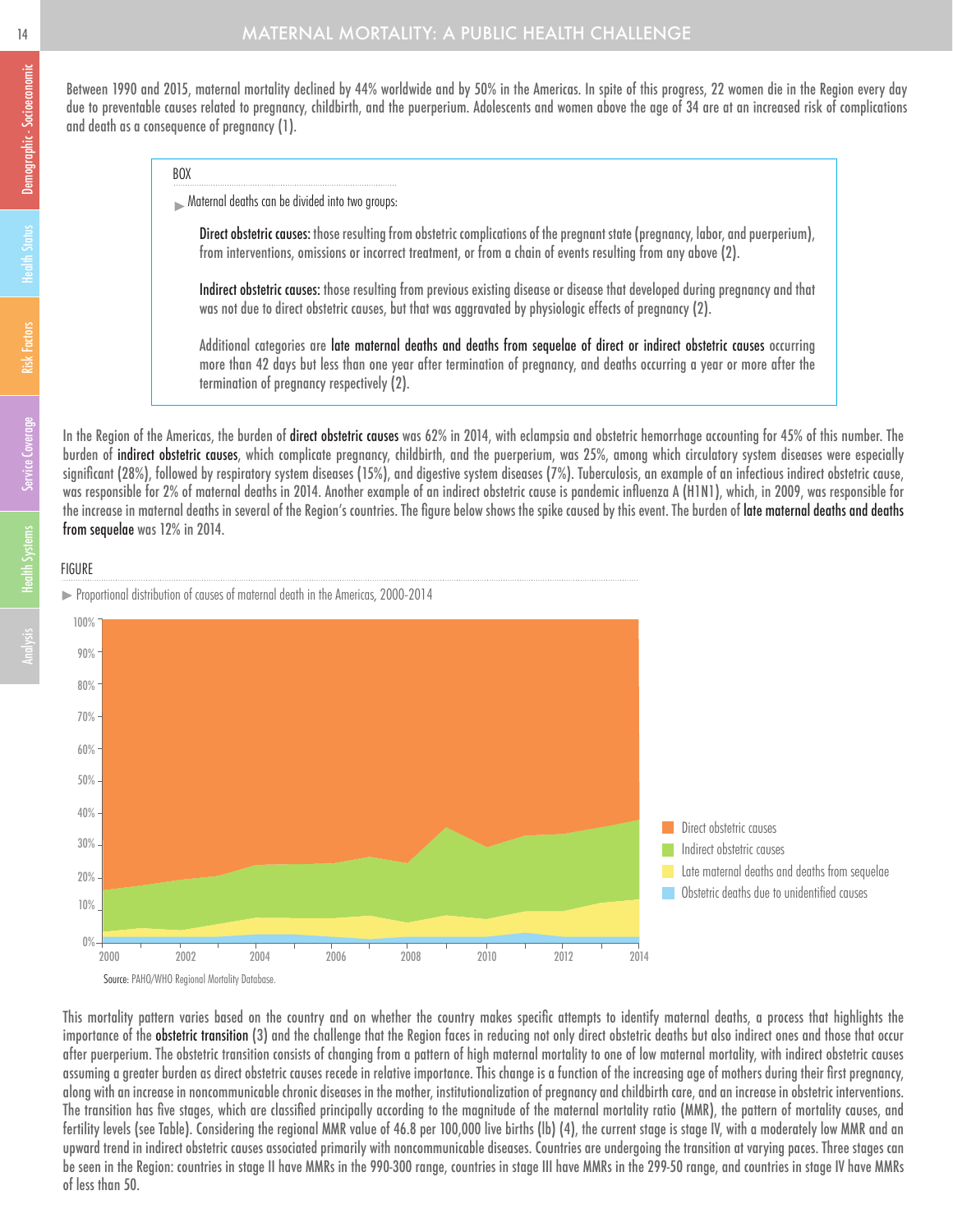Between 1990 and 2015, maternal mortality declined by 44% worldwide and by 50% in the Americas. In spite of this progress, 22 women die in the Region every day due to preventable causes related to pregnancy, childbirth, and the puerperium. Adolescents and women above the age of 34 are at an increased risk of complications and death as a consequence of pregnancy (1).

> **BOX**
>
> ▶ Maternal deaths can be divided into two groups:
>
> **Direct obstetric causes:** those resulting from obstetric complications of the pregnant state (pregnancy, labor, and puerperium), from interventions, omissions or incorrect treatment, or from a chain of events resulting from any above (2).
>
> **Indirect obstetric causes:** those resulting from previous existing disease or disease that developed during pregnancy and that was not due to direct obstetric causes, but that was aggravated by physiologic effects of pregnancy (2).
>
> Additional categories are **late maternal deaths and deaths from sequelae of direct or indirect obstetric causes** occurring more than 42 days but less than one year after termination of pregnancy, and deaths occurring a year or more after the termination of pregnancy respectively (2).

In the Region of the Americas, the burden of **direct obstetric causes** was 62% in 2014, with eclampsia and obstetric hemorrhage accounting for 45% of this number. The burden of **indirect obstetric causes**, which complicate pregnancy, childbirth, and the puerperium, was 25%, among which circulatory system diseases were especially significant (28%), followed by respiratory system diseases (15%), and digestive system diseases (7%). Tuberculosis, an example of an infectious indirect obstetric cause, was responsible for 2% of maternal deaths in 2014. Another example of an indirect obstetric cause is pandemic influenza A (H1N1), which, in 2009, was responsible for the increase in maternal deaths in several of the Region's countries. The figure below shows the spike caused by this event. The burden of **late maternal deaths and deaths from sequelae** was 12% in 2014.

**FIGURE**

▶ Proportional distribution of causes of maternal death in the Americas, 2000-2014

Source: PAHO/WHO Regional Mortality Database.

This mortality pattern varies based on the country and on whether the country makes specific attempts to identify maternal deaths, a process that highlights the importance of the **obstetric transition** (3) and the challenge that the Region faces in reducing not only direct obstetric deaths but also indirect ones and those that occur after puerperium. The obstetric transition consists of changing from a pattern of high maternal mortality to one of low maternal mortality, with indirect obstetric causes assuming a greater burden as direct obstetric causes recede in relative importance. This change is a function of the increasing age of mothers during their first pregnancy, along with an increase in noncommunicable chronic diseases in the mother, institutionalization of pregnancy and childbirth care, and an increase in obstetric interventions. The transition has five stages, which are classified principally according to the magnitude of the maternal mortality ratio (MMR), the pattern of mortality causes, and fertility levels (see Table). Considering the regional MMR value of 46.8 per 100,000 live births (lb) (4), the current stage is stage IV, with a moderately low MMR and an upward trend in indirect obstetric causes associated primarily with noncommunicable diseases. Countries are undergoing the transition at varying paces. Three stages can be seen in the Region: countries in stage II have MMRs in the 990-300 range, countries in stage III have MMRs in the 299-50 range, and countries in stage IV have MMRs of less than 50.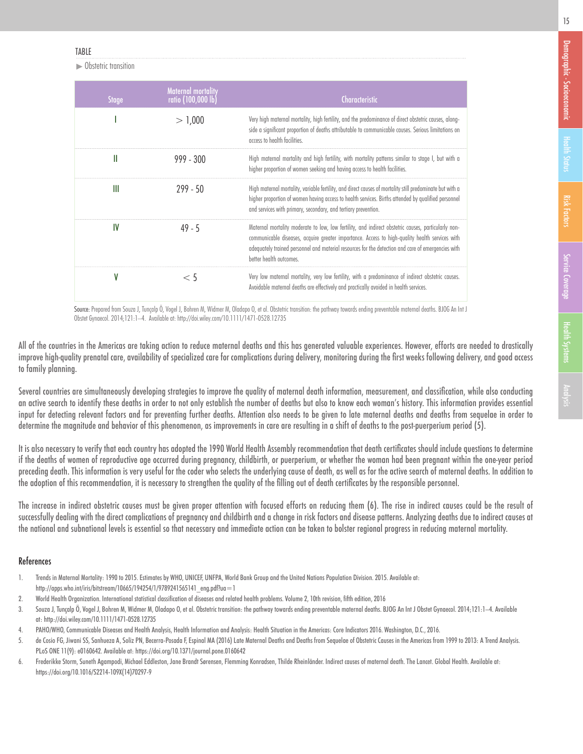TABLE

▶ Obstetric transition

| Stage | Maternal mortality ratio (100,000 lb) | Characteristic |
|---|---|---|
| I | $> 1,000$ | Very high maternal mortality, high fertility, and the predominance of direct obstetric causes, alongside a significant proportion of deaths attributable to communicable causes. Serious limitations on access to health facilities. |
| II | 999 - 300 | High maternal mortality and high fertility, with mortality patterns similar to stage I, but with a higher proportion of women seeking and having access to health facilities. |
| III | 299 - 50 | High maternal mortality, variable fertility, and direct causes of mortality still predominate but with a higher proportion of women having access to health services. Births attended by qualified personnel and services with primary, secondary, and tertiary prevention. |
| IV | 49 - 5 | Maternal mortality moderate to low, low fertility, and indirect obstetric causes, particularly non-communicable diseases, acquire greater importance. Access to high-quality health services with adequately trained personnel and material resources for the detection and care of emergencies with better health outcomes. |
| V | $< 5$ | Very low maternal mortality, very low fertility, with a predominance of indirect obstetric causes. Avoidable maternal deaths are effectively and practically avoided in health services. |

Source: Prepared from Souza J, Tunçalp Ö, Vogel J, Bohren M, Widmer M, Oladapo O, et al. Obstetric transition: the pathway towards ending preventable maternal deaths. BJOG An Int J Obstet Gynaecol. 2014;121:1–4. Available at: http://doi.wiley.com/10.1111/1471-0528.12735

All of the countries in the Americas are taking action to reduce maternal deaths and this has generated valuable experiences. However, efforts are needed to drastically improve high-quality prenatal care, availability of specialized care for complications during delivery, monitoring during the first weeks following delivery, and good access to family planning.

Several countries are simultaneously developing strategies to improve the quality of maternal death information, measurement, and classification, while also conducting an active search to identify these deaths in order to not only establish the number of deaths but also to know each woman's history. This information provides essential input for detecting relevant factors and for preventing further deaths. Attention also needs to be given to late maternal deaths and deaths from sequelae in order to determine the magnitude and behavior of this phenomenon, as improvements in care are resulting in a shift of deaths to the post-puerperium period (5).

It is also necessary to verify that each country has adopted the 1990 World Health Assembly recommendation that death certificates should include questions to determine if the deaths of women of reproductive age occurred during pregnancy, childbirth, or puerperium, or whether the woman had been pregnant within the one-year period preceding death. This information is very useful for the coder who selects the underlying cause of death, as well as for the active search of maternal deaths. In addition to the adoption of this recommendation, it is necessary to strengthen the quality of the filling out of death certificates by the responsible personnel.

The increase in indirect obstetric causes must be given proper attention with focused efforts on reducing them (6). The rise in indirect causes could be the result of successfully dealing with the direct complications of pregnancy and childbirth and a change in risk factors and disease patterns. Analyzing deaths due to indirect causes at the national and subnational levels is essential so that necessary and immediate action can be taken to bolster regional progress in reducing maternal mortality.

## References

1. Trends in Maternal Mortality: 1990 to 2015. Estimates by WHO, UNICEF, UNFPA, World Bank Group and the United Nations Population Division. 2015. Available at: http://apps.who.int/iris/bitstream/10665/194254/1/9789241565141_eng.pdf?ua=1
2. World Health Organization. International statistical classification of diseases and related health problems. Volume 2, 10th revision, fifth edition, 2016
3. Souza J, Tunçalp Ö, Vogel J, Bohren M, Widmer M, Oladapo O, et al. Obstetric transition: the pathway towards ending preventable maternal deaths. BJOG An Int J Obstet Gynaecol. 2014;121:1–4. Available at: http://doi.wiley.com/10.1111/1471-0528.12735
4. PAHO/WHO, Communicable Diseases and Health Analysis, Health Information and Analysis: Health Situation in the Americas: Core Indicators 2016. Washington, D.C., 2016.
5. de Cosio FG, Jiwani SS, Sanhueza A, Soliz PN, Becerra-Posada F, Espinal MA (2016) Late Maternal Deaths and Deaths from Sequelae of Obstetric Causes in the Americas from 1999 to 2013: A Trend Analysis. PLoS ONE 11(9): e0160642. Available at: https://doi.org/10.1371/journal.pone.0160642
6. Frederikke Storm, Suneth Agampodi, Michael Eddleston, Jane Brandt Sørensen, Flemming Konradsen, Thilde Rheinländer. Indirect causes of maternal death. The Lancet. Global Health. Available at: https://doi.org/10.1016/S2214-109X(14)70297-9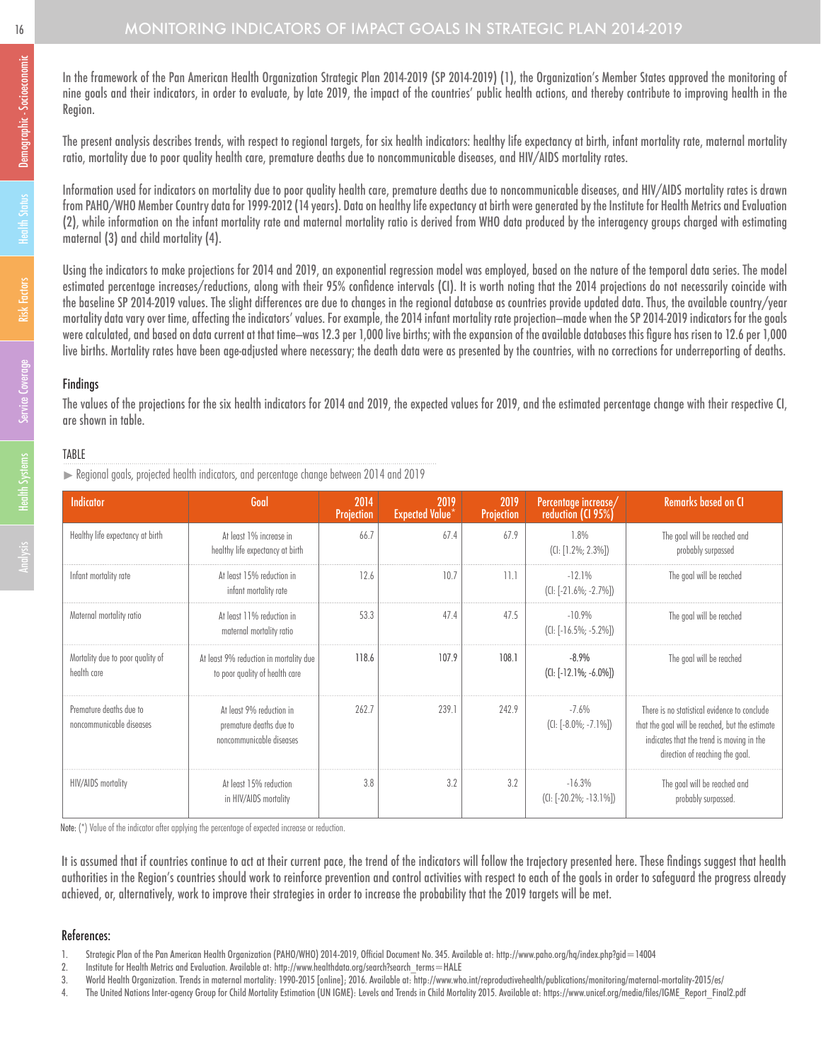# MONITORING INDICATORS OF IMPACT GOALS IN STRATEGIC PLAN 2014-2019

In the framework of the Pan American Health Organization Strategic Plan 2014-2019 (SP 2014-2019) (1), the Organization's Member States approved the monitoring of nine goals and their indicators, in order to evaluate, by late 2019, the impact of the countries' public health actions, and thereby contribute to improving health in the Region.

The present analysis describes trends, with respect to regional targets, for six health indicators: healthy life expectancy at birth, infant mortality rate, maternal mortality ratio, mortality due to poor quality health care, premature deaths due to noncommunicable diseases, and HIV/AIDS mortality rates.

Information used for indicators on mortality due to poor quality health care, premature deaths due to noncommunicable diseases, and HIV/AIDS mortality rates is drawn from PAHO/WHO Member Country data for 1999-2012 (14 years). Data on healthy life expectancy at birth were generated by the Institute for Health Metrics and Evaluation (2), while information on the infant mortality rate and maternal mortality ratio is derived from WHO data produced by the interagency groups charged with estimating maternal (3) and child mortality (4).

Using the indicators to make projections for 2014 and 2019, an exponential regression model was employed, based on the nature of the temporal data series. The model estimated percentage increases/reductions, along with their 95% confidence intervals (CI). It is worth noting that the 2014 projections do not necessarily coincide with the baseline SP 2014-2019 values. The slight differences are due to changes in the regional database as countries provide updated data. Thus, the available country/year mortality data vary over time, affecting the indicators' values. For example, the 2014 infant mortality rate projection–made when the SP 2014-2019 indicators for the goals were calculated, and based on data current at that time–was 12.3 per 1,000 live births; with the expansion of the available databases this figure has risen to 12.6 per 1,000 live births. Mortality rates have been age-adjusted where necessary; the death data were as presented by the countries, with no corrections for underreporting of deaths.

## Findings

The values of the projections for the six health indicators for 2014 and 2019, the expected values for 2019, and the estimated percentage change with their respective CI, are shown in table.

### TABLE

▶ Regional goals, projected health indicators, and percentage change between 2014 and 2019

| Indicator | Goal | 2014 Projection | 2019 Expected Value* | 2019 Projection | Percentage increase/ reduction (CI 95%) | Remarks based on CI |
|---|---|---|---|---|---|---|
| Healthy life expectancy at birth | At least 1% increase in healthy life expectancy at birth | 66.7 | 67.4 | 67.9 | 1.8% (CI: [1.2%; 2.3%]) | The goal will be reached and probably surpassed |
| Infant mortality rate | At least 15% reduction in infant mortality rate | 12.6 | 10.7 | 11.1 | -12.1% (CI: [-21.6%; -2.7%]) | The goal will be reached |
| Maternal mortality ratio | At least 11% reduction in maternal mortality ratio | 53.3 | 47.4 | 47.5 | -10.9% (CI: [-16.5%; -5.2%]) | The goal will be reached |
| Mortality due to poor quality of health care | At least 9% reduction in mortality due to poor quality of health care | 118.6 | 107.9 | 108.1 | -8.9% (CI: [-12.1%; -6.0%]) | The goal will be reached |
| Premature deaths due to noncommunicable diseases | At least 9% reduction in premature deaths due to noncommunicable diseases | 262.7 | 239.1 | 242.9 | -7.6% (CI: [-8.0%; -7.1%]) | There is no statistical evidence to conclude that the goal will be reached, but the estimate indicates that the trend is moving in the direction of reaching the goal. |
| HIV/AIDS mortality | At least 15% reduction in HIV/AIDS mortality | 3.8 | 3.2 | 3.2 | -16.3% (CI: [-20.2%; -13.1%]) | The goal will be reached and probably surpassed. |

Note: (*) Value of the indicator after applying the percentage of expected increase or reduction.

It is assumed that if countries continue to act at their current pace, the trend of the indicators will follow the trajectory presented here. These findings suggest that health authorities in the Region's countries should work to reinforce prevention and control activities with respect to each of the goals in order to safeguard the progress already achieved, or, alternatively, work to improve their strategies in order to increase the probability that the 2019 targets will be met.

## References:

1. Strategic Plan of the Pan American Health Organization (PAHO/WHO) 2014-2019, Official Document No. 345. Available at: http://www.paho.org/hq/index.php?gid=14004
2. Institute for Health Metrics and Evaluation. Available at: http://www.healthdata.org/search?search_terms=HALE
3. World Health Organization. Trends in maternal mortality: 1990-2015 [online]; 2016. Available at: http://www.who.int/reproductivehealth/publications/monitoring/maternal-mortality-2015/es/
4. The United Nations Inter-agency Group for Child Mortality Estimation (UN IGME): Levels and Trends in Child Mortality 2015. Available at: https://www.unicef.org/media/files/IGME_Report_Final2.pdf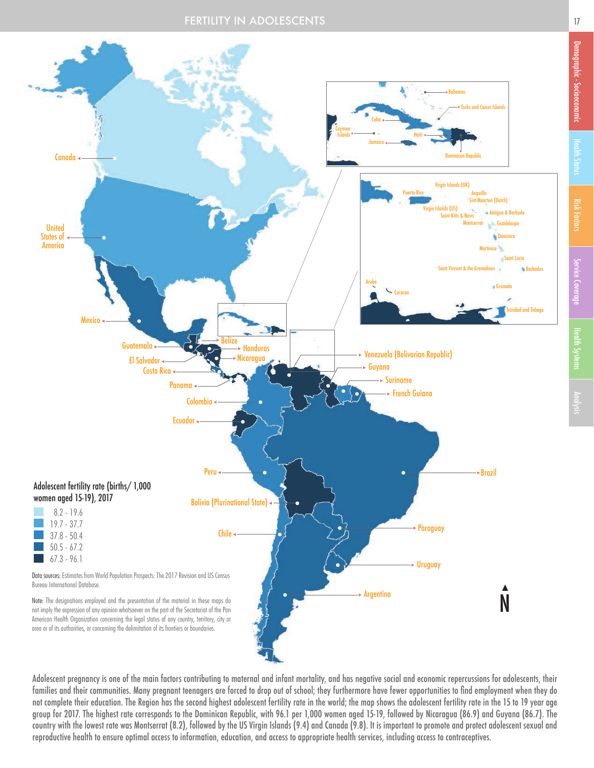# FERTILITY IN ADOLESCENTS

Adolescent fertility rate (births/ 1,000 women aged 15-19), 2017

| |
|---|
| 8.2 - 19.6 |
| 19.7 - 37.7 |
| 37.8 - 50.4 |
| 50.5 - 67.2 |
| 67.3 - 96.1 |

Data sources: Estimates from World Population Prospects: The 2017 Revision and US Census Bureau International Database.

Note: The designations employed and the presentation of the material in these maps do not imply the expression of any opinion whatsoever on the part of the Secretariat of the Pan American Health Organization concerning the legal status of any country, territory, city or area or of its authorities, or concerning the delimitation of its frontiers or boundaries.

Adolescent pregnancy is one of the main factors contributing to maternal and infant mortality, and has negative social and economic repercussions for adolescents, their families and their communities. Many pregnant teenagers are forced to drop out of school; they furthermore have fewer opportunities to find employment when they do not complete their education. The Region has the second highest adolescent fertility rate in the world; the map shows the adolescent fertility rate in the 15 to 19 year age group for 2017. The highest rate corresponds to the Dominican Republic, with 96.1 per 1,000 women aged 15-19, followed by Nicaragua (86.9) and Guyana (86.7). The country with the lowest rate was Montserrat (8.2), followed by the US Virgin Islands (9.4) and Canada (9.8). It is important to promote and protect adolescent sexual and reproductive health to ensure optimal access to information, education, and access to appropriate health services, including access to contraceptives.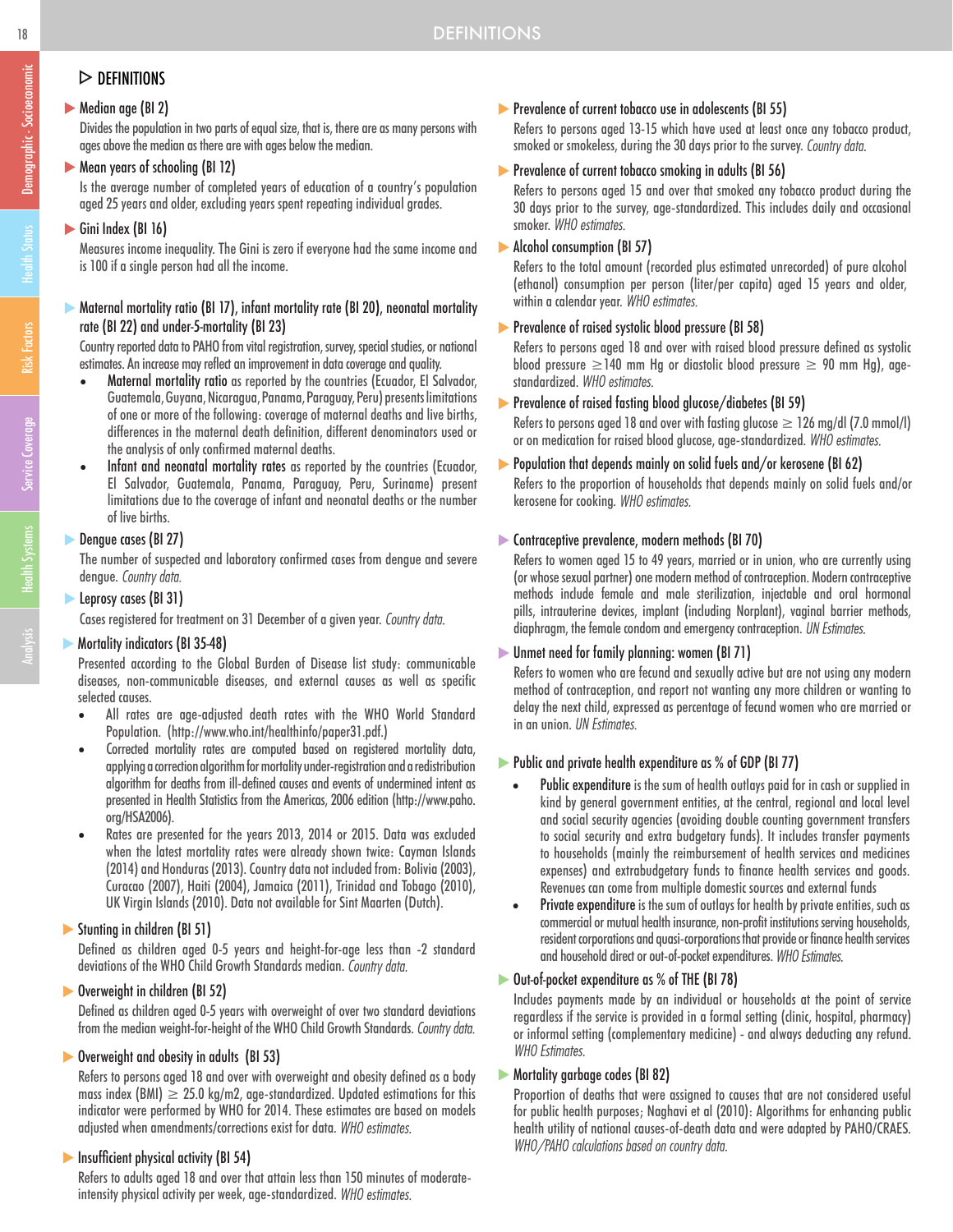## ▷ DEFINITIONS

### ▶ Median age (BI 2)

Divides the population in two parts of equal size, that is, there are as many persons with ages above the median as there are with ages below the median.

### ▶ Mean years of schooling (BI 12)

Is the average number of completed years of education of a country's population aged 25 years and older, excluding years spent repeating individual grades.

### ▶ Gini Index (BI 16)

Measures income inequality. The Gini is zero if everyone had the same income and is 100 if a single person had all the income.

### ▶ Maternal mortality ratio (BI 17), infant mortality rate (BI 20), neonatal mortality rate (BI 22) and under-5-mortality (BI 23)

Country reported data to PAHO from vital registration, survey, special studies, or national estimates. An increase may reflect an improvement in data coverage and quality.

- **Maternal mortality ratio** as reported by the countries (Ecuador, El Salvador, Guatemala, Guyana, Nicaragua, Panama, Paraguay, Peru) presents limitations of one or more of the following: coverage of maternal deaths and live births, differences in the maternal death definition, different denominators used or the analysis of only confirmed maternal deaths.
- **Infant and neonatal mortality rates** as reported by the countries (Ecuador, El Salvador, Guatemala, Panama, Paraguay, Peru, Suriname) present limitations due to the coverage of infant and neonatal deaths or the number of live births.

### ▶ Dengue cases (BI 27)

The number of suspected and laboratory confirmed cases from dengue and severe dengue. *Country data.*

### ▶ Leprosy cases (BI 31)

Cases registered for treatment on 31 December of a given year. *Country data.*

### ▶ Mortality indicators (BI 35-48)

Presented according to the Global Burden of Disease list study: communicable diseases, non-communicable diseases, and external causes as well as specific selected causes.

- All rates are age-adjusted death rates with the WHO World Standard Population. (http://www.who.int/healthinfo/paper31.pdf.)
- Corrected mortality rates are computed based on registered mortality data, applying a correction algorithm for mortality under-registration and a redistribution algorithm for deaths from ill-defined causes and events of undermined intent as presented in Health Statistics from the Americas, 2006 edition (http://www.paho.org/HSA2006).
- Rates are presented for the years 2013, 2014 or 2015. Data was excluded when the latest mortality rates were already shown twice: Cayman Islands (2014) and Honduras (2013). Country data not included from: Bolivia (2003), Curacao (2007), Haiti (2004), Jamaica (2011), Trinidad and Tobago (2010), UK Virgin Islands (2010). Data not available for Sint Maarten (Dutch).

### ▶ Stunting in children (BI 51)

Defined as children aged 0-5 years and height-for-age less than -2 standard deviations of the WHO Child Growth Standards median. *Country data.*

### ▶ Overweight in children (BI 52)

Defined as children aged 0-5 years with overweight of over two standard deviations from the median weight-for-height of the WHO Child Growth Standards. *Country data.*

### ▶ Overweight and obesity in adults (BI 53)

Refers to persons aged 18 and over with overweight and obesity defined as a body mass index (BMI) $\geq$ 25.0 kg/m2, age-standardized. Updated estimations for this indicator were performed by WHO for 2014. These estimates are based on models adjusted when amendments/corrections exist for data. *WHO estimates.*

### ▶ Insufficient physical activity (BI 54)

Refers to adults aged 18 and over that attain less than 150 minutes of moderate-intensity physical activity per week, age-standardized. *WHO estimates.*

### ▶ Prevalence of current tobacco use in adolescents (BI 55)

Refers to persons aged 13-15 which have used at least once any tobacco product, smoked or smokeless, during the 30 days prior to the survey. *Country data.*

### ▶ Prevalence of current tobacco smoking in adults (BI 56)

Refers to persons aged 15 and over that smoked any tobacco product during the 30 days prior to the survey, age-standardized. This includes daily and occasional smoker. *WHO estimates.*

### ▶ Alcohol consumption (BI 57)

Refers to the total amount (recorded plus estimated unrecorded) of pure alcohol (ethanol) consumption per person (liter/per capita) aged 15 years and older, within a calendar year. *WHO estimates.*

### ▶ Prevalence of raised systolic blood pressure (BI 58)

Refers to persons aged 18 and over with raised blood pressure defined as systolic blood pressure $\geq$140 mm Hg or diastolic blood pressure $\geq$ 90 mm Hg), age-standardized. *WHO estimates.*

### ▶ Prevalence of raised fasting blood glucose/diabetes (BI 59)

Refers to persons aged 18 and over with fasting glucose $\geq$ 126 mg/dl (7.0 mmol/l) or on medication for raised blood glucose, age-standardized. *WHO estimates.*

### ▶ Population that depends mainly on solid fuels and/or kerosene (BI 62)

Refers to the proportion of households that depends mainly on solid fuels and/or kerosene for cooking. *WHO estimates.*

### ▶ Contraceptive prevalence, modern methods (BI 70)

Refers to women aged 15 to 49 years, married or in union, who are currently using (or whose sexual partner) one modern method of contraception. Modern contraceptive methods include female and male sterilization, injectable and oral hormonal pills, intrauterine devices, implant (including Norplant), vaginal barrier methods, diaphragm, the female condom and emergency contraception. *UN Estimates.*

### ▶ Unmet need for family planning: women (BI 71)

Refers to women who are fecund and sexually active but are not using any modern method of contraception, and report not wanting any more children or wanting to delay the next child, expressed as percentage of fecund women who are married or in an union. *UN Estimates.*

### ▶ Public and private health expenditure as % of GDP (BI 77)

- **Public expenditure** is the sum of health outlays paid for in cash or supplied in kind by general government entities, at the central, regional and local level and social security agencies (avoiding double counting government transfers to social security and extra budgetary funds). It includes transfer payments to households (mainly the reimbursement of health services and medicines expenses) and extrabudgetary funds to finance health services and goods. Revenues can come from multiple domestic sources and external funds
- **Private expenditure** is the sum of outlays for health by private entities, such as commercial or mutual health insurance, non-profit institutions serving households, resident corporations and quasi-corporations that provide or finance health services and household direct or out-of-pocket expenditures. *WHO Estimates.*

### ▶ Out-of-pocket expenditure as % of THE (BI 78)

Includes payments made by an individual or households at the point of service regardless if the service is provided in a formal setting (clinic, hospital, pharmacy) or informal setting (complementary medicine) - and always deducting any refund. *WHO Estimates.*

### ▶ Mortality garbage codes (BI 82)

Proportion of deaths that were assigned to causes that are not considered useful for public health purposes; Naghavi et al (2010): Algorithms for enhancing public health utility of national causes-of-death data and were adapted by PAHO/CRAES. *WHO/PAHO calculations based on country data.*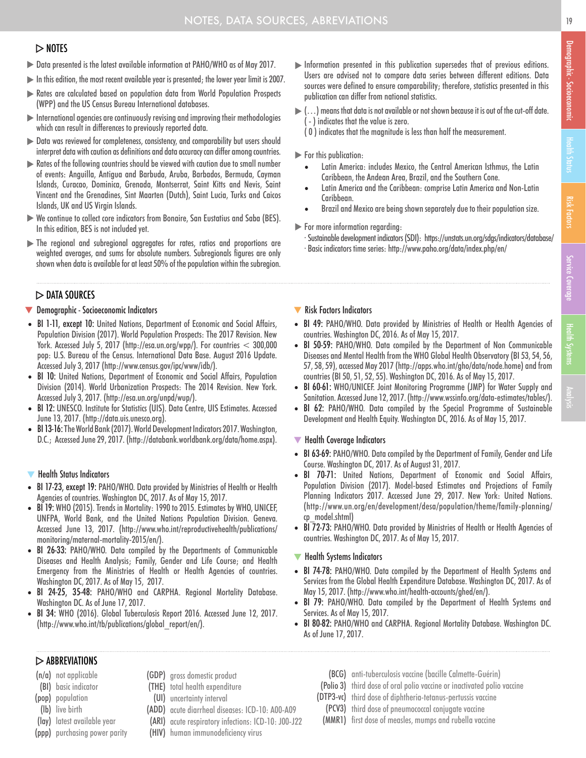# NOTES, DATA SOURCES, ABREVIATIONS

## ▷ NOTES

- Data presented is the latest available information at PAHO/WHO as of May 2017.
- In this edition, the most recent available year is presented; the lower year limit is 2007.
- Rates are calculated based on population data from World Population Prospects (WPP) and the US Census Bureau International databases.
- International agencies are continuously revising and improving their methodologies which can result in differences to previously reported data.
- Data was reviewed for completeness, consistency, and comparability but users should interpret data with caution as definitions and data accuracy can differ among countries.
- Rates of the following countries should be viewed with caution due to small number of events: Anguilla, Antigua and Barbuda, Aruba, Barbados, Bermuda, Cayman Islands, Curacao, Dominica, Grenada, Montserrat, Saint Kitts and Nevis, Saint Vincent and the Grenadines, Sint Maarten (Dutch), Saint Lucia, Turks and Caicos Islands, UK and US Virgin Islands.
- We continue to collect core indicators from Bonaire, San Eustatius and Saba (BES). In this edition, BES is not included yet.
- The regional and subregional aggregates for rates, ratios and proportions are weighted averages, and sums for absolute numbers. Subregionals figures are only shown when data is available for at least 50% of the population within the subregion.
- Information presented in this publication supersedes that of previous editions. Users are advised not to compare data series between different editions. Data sources were defined to ensure comparability; therefore, statistics presented in this publication can differ from national statistics.
- (…) means that data is not available or not shown because it is out of the cut-off date.
  ( - ) indicates that the value is zero.
  ( 0 ) indicates that the magnitude is less than half the measurement.
- For this publication:
  - Latin America: includes Mexico, the Central American Isthmus, the Latin Caribbean, the Andean Area, Brazil, and the Southern Cone.
  - Latin America and the Caribbean: comprise Latin America and Non-Latin Caribbean.
  - Brazil and Mexico are being shown separately due to their population size.
- For more information regarding:
  · Sustainable development indicators (SDI): https://unstats.un.org/sdgs/indicators/database/
  · Basic indicators time series: http://www.paho.org/data/index.php/en/

## ▷ DATA SOURCES

### Demographic - Socioeconomic Indicators

- **BI 1-11, except 10:** United Nations, Department of Economic and Social Affairs, Population Division (2017). World Population Prospects: The 2017 Revision. New York. Accessed July 5, 2017 (http://esa.un.org/wpp/). For countries < 300,000 pop: U.S. Bureau of the Census. International Data Base. August 2016 Update. Accessed July 3, 2017 (http://www.census.gov/ipc/www/idb/).
- **BI 10:** United Nations, Department of Economic and Social Affairs, Population Division (2014). World Urbanization Prospects: The 2014 Revision. New York. Accessed July 3, 2017. (http://esa.un.org/unpd/wup/).
- **BI 12:** UNESCO. Institute for Statistics (UIS). Data Centre, UIS Estimates. Accessed June 13, 2017. (http://data.uis.unesco.org).
- **BI 13-16:** The World Bank (2017). World Development Indicators 2017. Washington, D.C.; Accessed June 29, 2017. (http://databank.worldbank.org/data/home.aspx).

### Health Status Indicators

- **BI 17-23, except 19:** PAHO/WHO. Data provided by Ministries of Health or Health Agencies of countries. Washington DC, 2017. As of May 15, 2017.
- **BI 19:** WHO (2015). Trends in Mortality: 1990 to 2015. Estimates by WHO, UNICEF, UNFPA, World Bank, and the United Nations Population Division. Geneva. Accessed June 13, 2017. (http://www.who.int/reproductivehealth/publications/monitoring/maternal-mortality-2015/en/).
- **BI 26-33:** PAHO/WHO. Data compiled by the Departments of Communicable Diseases and Health Analysis; Family, Gender and Life Course; and Health Emergency from the Ministries of Health or Health Agencies of countries. Washington DC, 2017. As of May 15, 2017.
- **BI 24-25, 35-48:** PAHO/WHO and CARPHA. Regional Mortality Database. Washington DC. As of June 17, 2017.
- **BI 34:** WHO (2016). Global Tuberculosis Report 2016. Accessed June 12, 2017. (http://www.who.int/tb/publications/global_report/en/).

### Risk Factors Indicators

- **BI 49:** PAHO/WHO. Data provided by Ministries of Health or Health Agencies of countries. Washington DC, 2016. As of May 15, 2017.
- **BI 50-59:** PAHO/WHO. Data compiled by the Department of Non Communicable Diseases and Mental Health from the WHO Global Health Observatory (BI 53, 54, 56, 57, 58, 59), accessed May 2017 (http://apps.who.int/gho/data/node.home) and from countries (BI 50, 51, 52, 55). Washington DC, 2016. As of May 15, 2017.
- **BI 60-61:** WHO/UNICEF. Joint Monitoring Programme (JMP) for Water Supply and Sanitation. Accessed June 12, 2017. (http://www.wssinfo.org/data-estimates/tables/).
- **BI 62:** PAHO/WHO. Data compiled by the Special Programme of Sustainable Development and Health Equity. Washington DC, 2016. As of May 15, 2017.

### Health Coverage Indicators

- **BI 63-69:** PAHO/WHO. Data compiled by the Department of Family, Gender and Life Course. Washington DC, 2017. As of August 31, 2017.
- **BI 70-71:** United Nations, Department of Economic and Social Affairs, Population Division (2017). Model-based Estimates and Projections of Family Planning Indicators 2017. Accessed June 29, 2017. New York: United Nations. (http://www.un.org/en/development/desa/population/theme/family-planning/cp_model.shtml)
- **BI 72-73:** PAHO/WHO. Data provided by Ministries of Health or Health Agencies of countries. Washington DC, 2017. As of May 15, 2017.

### Health Systems Indicators

- **BI 74-78:** PAHO/WHO. Data compiled by the Department of Health Systems and Services from the Global Health Expenditure Database. Washington DC, 2017. As of May 15, 2017. (http://www.who.int/health-accounts/ghed/en/).
- **BI 79:** PAHO/WHO. Data compiled by the Department of Health Systems and Services. As of May 15, 2017.
- **BI 80-82:** PAHO/WHO and CARPHA. Regional Mortality Database. Washington DC. As of June 17, 2017.

## ▷ ABBREVIATIONS

- (n/a) not applicable
- (BI) basic indicator
- (pop) population
- (lb) live birth
- (lay) latest available year
- (ppp) purchasing power parity
- (GDP) gross domestic product
- (THE) total health expenditure
- (UI) uncertainty interval
- (ADD) acute diarrheal diseases: ICD-10: A00-A09
- (ARI) acute respiratory infections: ICD-10: J00-J22
- (HIV) human immunodeficiency virus
- (BCG) anti-tuberculosis vaccine (bacille Calmette-Guérin)
- (Polio 3) third dose of oral polio vaccine or inactivated polio vaccine
- (DTP3-vc) third dose of diphtheria-tetanus-pertussis vaccine
- (PCV3) third dose of pneumococcal conjugate vaccine
- (MMR1) first dose of measles, mumps and rubella vaccine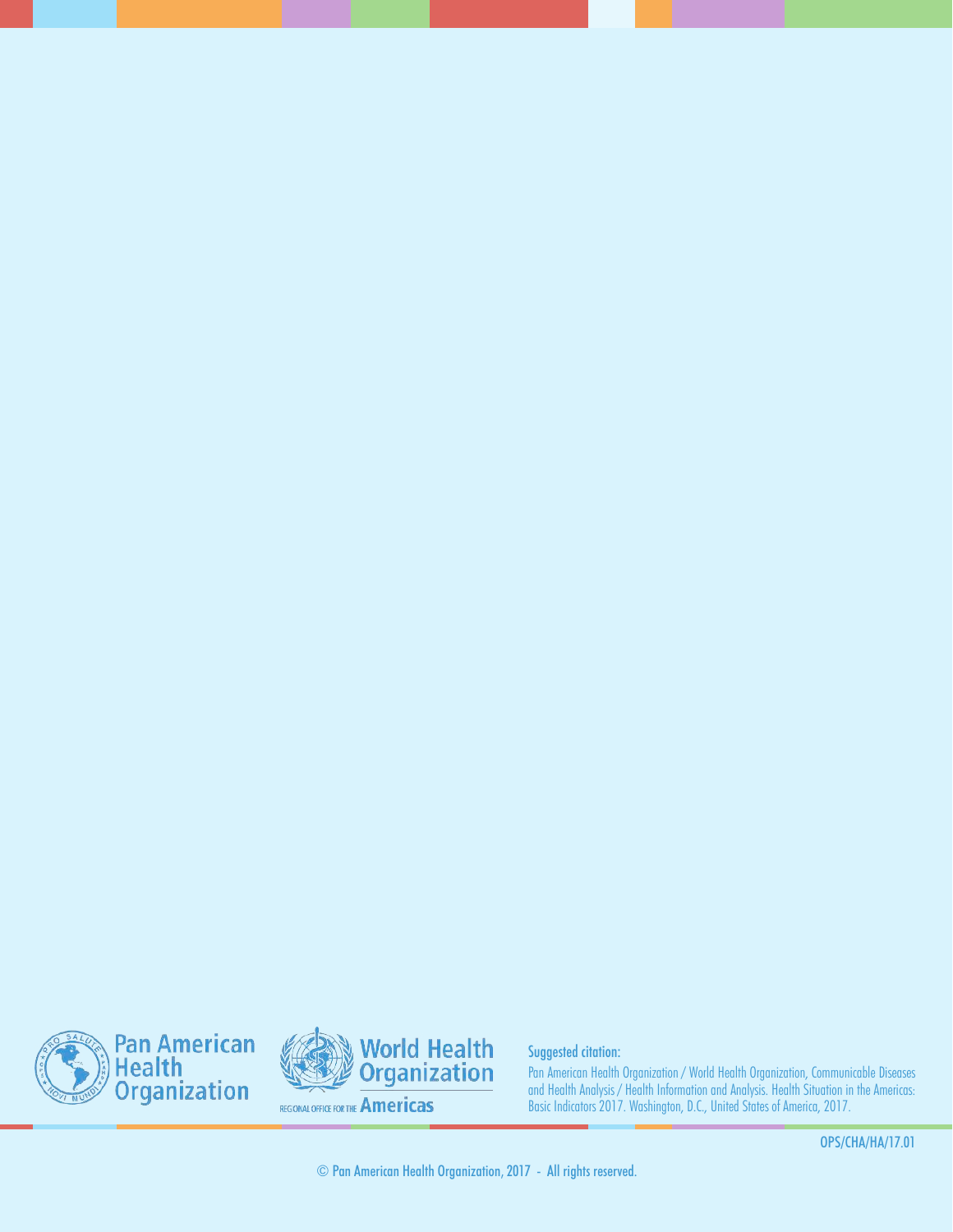Pan American Health Organization

World Health Organization

REGIONAL OFFICE FOR THE Americas

Suggested citation:

Pan American Health Organization / World Health Organization, Communicable Diseases and Health Analysis / Health Information and Analysis. Health Situation in the Americas: Basic Indicators 2017. Washington, D.C., United States of America, 2017.

OPS/CHA/HA/17.01

© Pan American Health Organization, 2017 - All rights reserved.